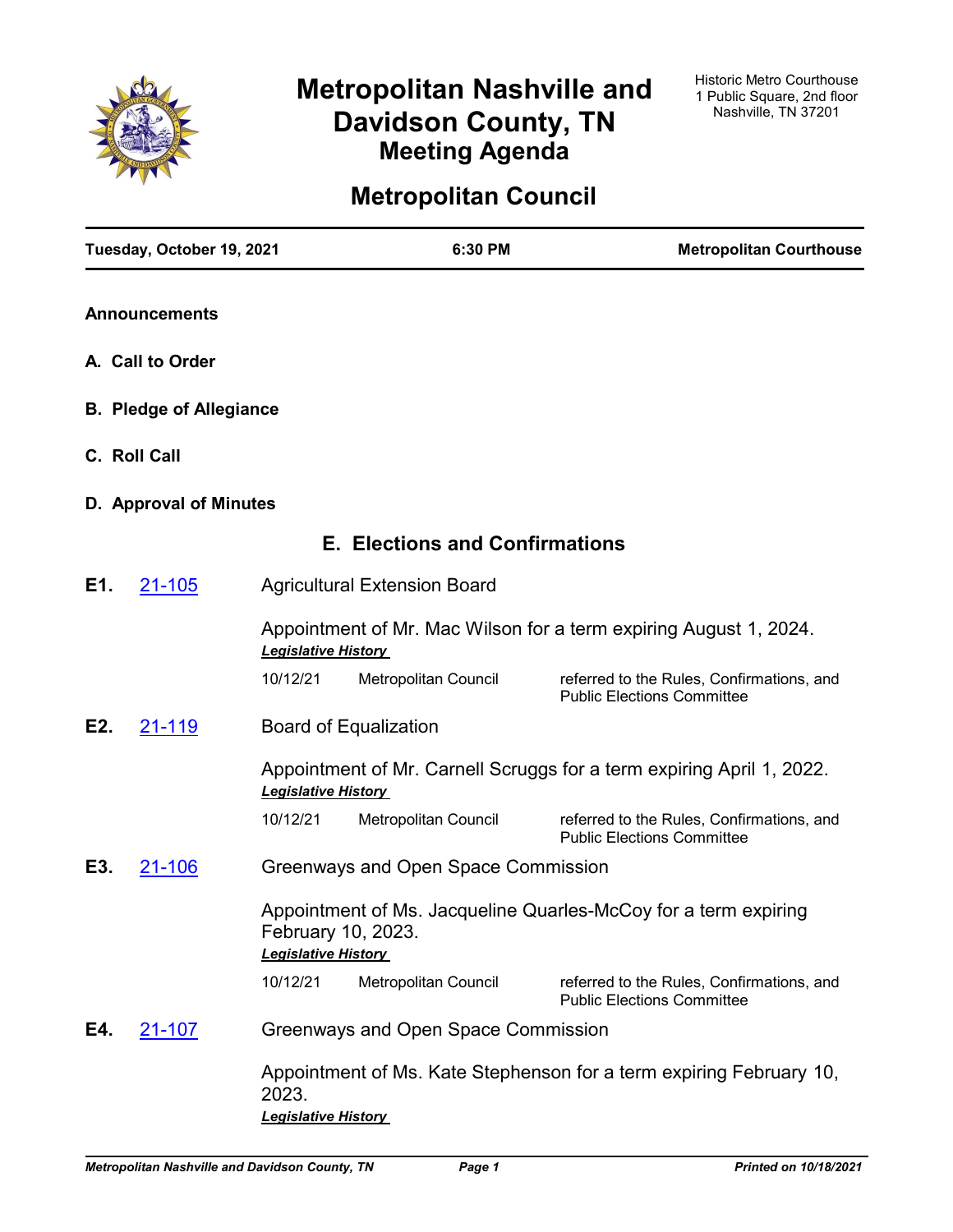# Metropolitan Nashville and Davidson County, TN

Historic Metro Courthouse
1 Public Square, 2nd floor
Nashville, TN 37201

## Meeting Agenda

## Metropolitan Council

**Tuesday, October 19, 2021** | **6:30 PM** | **Metropolitan Courthouse**

**Announcements**

**A. Call to Order**

**B. Pledge of Allegiance**

**C. Roll Call**

**D. Approval of Minutes**

## E. Elections and Confirmations

**E1.** 21-105 Agricultural Extension Board

Appointment of Mr. Mac Wilson for a term expiring August 1, 2024.

***Legislative History***

| | | |
|---|---|---|
| 10/12/21 | Metropolitan Council | referred to the Rules, Confirmations, and Public Elections Committee |

**E2.** 21-119 Board of Equalization

Appointment of Mr. Carnell Scruggs for a term expiring April 1, 2022.

***Legislative History***

| | | |
|---|---|---|
| 10/12/21 | Metropolitan Council | referred to the Rules, Confirmations, and Public Elections Committee |

**E3.** 21-106 Greenways and Open Space Commission

Appointment of Ms. Jacqueline Quarles-McCoy for a term expiring February 10, 2023.

***Legislative History***

| | | |
|---|---|---|
| 10/12/21 | Metropolitan Council | referred to the Rules, Confirmations, and Public Elections Committee |

**E4.** 21-107 Greenways and Open Space Commission

Appointment of Ms. Kate Stephenson for a term expiring February 10, 2023.

***Legislative History***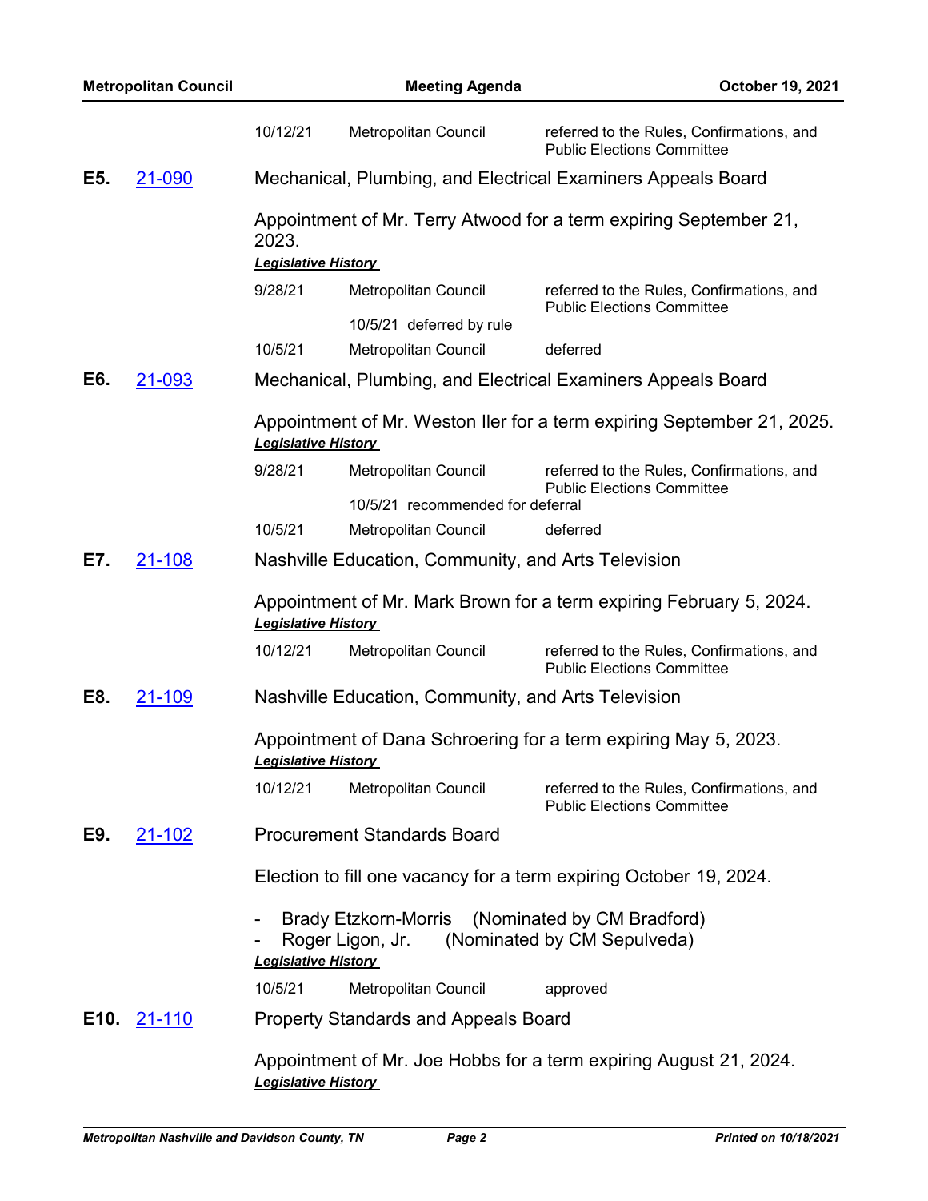| | | |
|---|---|---|
| 10/12/21 | Metropolitan Council | referred to the Rules, Confirmations, and Public Elections Committee |

**E5.** [21-090](21-090) Mechanical, Plumbing, and Electrical Examiners Appeals Board

Appointment of Mr. Terry Atwood for a term expiring September 21, 2023.

***Legislative History***

| | | |
|---|---|---|
| 9/28/21 | Metropolitan Council | referred to the Rules, Confirmations, and Public Elections Committee |
| | 10/5/21 deferred by rule | |
| 10/5/21 | Metropolitan Council | deferred |

**E6.** [21-093](21-093) Mechanical, Plumbing, and Electrical Examiners Appeals Board

Appointment of Mr. Weston Iler for a term expiring September 21, 2025.

***Legislative History***

| | | |
|---|---|---|
| 9/28/21 | Metropolitan Council | referred to the Rules, Confirmations, and Public Elections Committee |
| | 10/5/21 recommended for deferral | |
| 10/5/21 | Metropolitan Council | deferred |

**E7.** [21-108](21-108) Nashville Education, Community, and Arts Television

Appointment of Mr. Mark Brown for a term expiring February 5, 2024.

***Legislative History***

| | | |
|---|---|---|
| 10/12/21 | Metropolitan Council | referred to the Rules, Confirmations, and Public Elections Committee |

**E8.** [21-109](21-109) Nashville Education, Community, and Arts Television

Appointment of Dana Schroering for a term expiring May 5, 2023.

***Legislative History***

| | | |
|---|---|---|
| 10/12/21 | Metropolitan Council | referred to the Rules, Confirmations, and Public Elections Committee |

**E9.** [21-102](21-102) Procurement Standards Board

Election to fill one vacancy for a term expiring October 19, 2024.

- Brady Etzkorn-Morris (Nominated by CM Bradford)
- Roger Ligon, Jr. (Nominated by CM Sepulveda)

***Legislative History***

| | | |
|---|---|---|
| 10/5/21 | Metropolitan Council | approved |

**E10.** [21-110](21-110) Property Standards and Appeals Board

Appointment of Mr. Joe Hobbs for a term expiring August 21, 2024.

***Legislative History***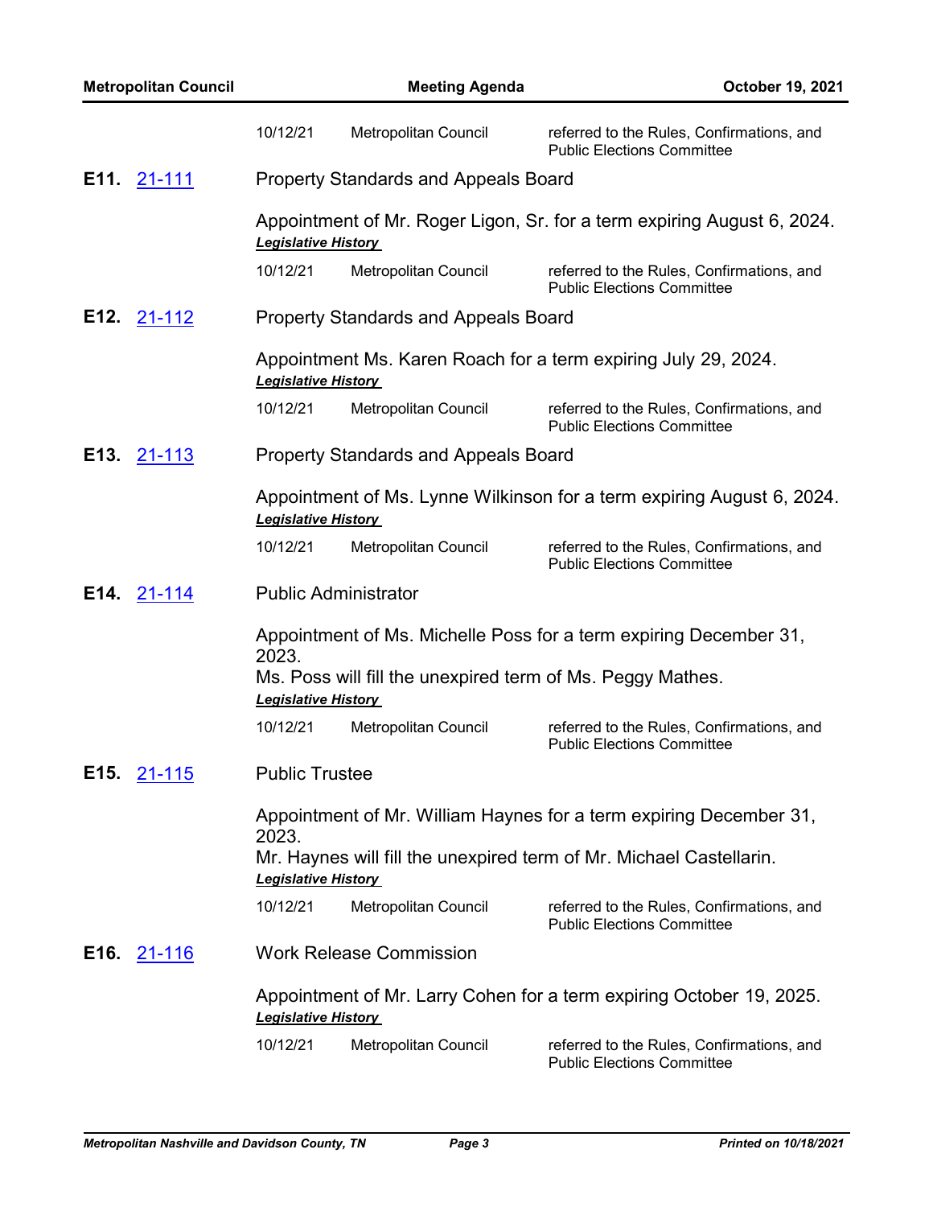| 10/12/21 | Metropolitan Council | referred to the Rules, Confirmations, and Public Elections Committee |
|---|---|---|

**E11.** 21-111 Property Standards and Appeals Board

Appointment of Mr. Roger Ligon, Sr. for a term expiring August 6, 2024.

***Legislative History***

| 10/12/21 | Metropolitan Council | referred to the Rules, Confirmations, and Public Elections Committee |
|---|---|---|

**E12.** 21-112 Property Standards and Appeals Board

Appointment Ms. Karen Roach for a term expiring July 29, 2024.

***Legislative History***

| 10/12/21 | Metropolitan Council | referred to the Rules, Confirmations, and Public Elections Committee |
|---|---|---|

**E13.** 21-113 Property Standards and Appeals Board

Appointment of Ms. Lynne Wilkinson for a term expiring August 6, 2024.

***Legislative History***

| 10/12/21 | Metropolitan Council | referred to the Rules, Confirmations, and Public Elections Committee |
|---|---|---|

**E14.** 21-114 Public Administrator

Appointment of Ms. Michelle Poss for a term expiring December 31, 2023.

Ms. Poss will fill the unexpired term of Ms. Peggy Mathes.

***Legislative History***

| 10/12/21 | Metropolitan Council | referred to the Rules, Confirmations, and Public Elections Committee |
|---|---|---|

**E15.** 21-115 Public Trustee

Appointment of Mr. William Haynes for a term expiring December 31, 2023.

Mr. Haynes will fill the unexpired term of Mr. Michael Castellarin.

***Legislative History***

| 10/12/21 | Metropolitan Council | referred to the Rules, Confirmations, and Public Elections Committee |
|---|---|---|

**E16.** 21-116 Work Release Commission

Appointment of Mr. Larry Cohen for a term expiring October 19, 2025.

***Legislative History***

| 10/12/21 | Metropolitan Council | referred to the Rules, Confirmations, and Public Elections Committee |
|---|---|---|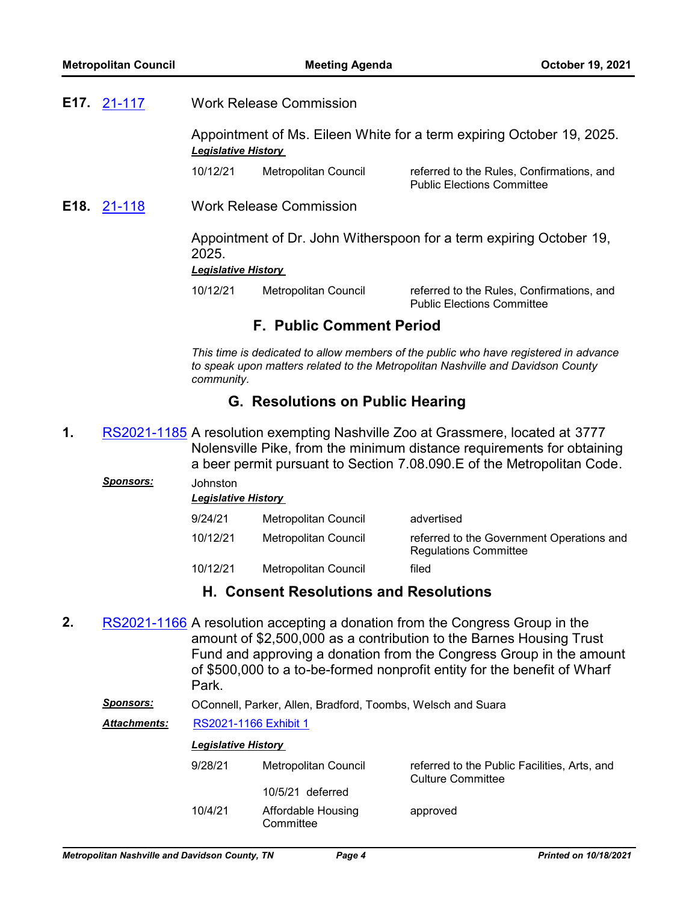**E17.** 21-117 Work Release Commission

Appointment of Ms. Eileen White for a term expiring October 19, 2025.

***Legislative History***

| | | |
|---|---|---|
| 10/12/21 | Metropolitan Council | referred to the Rules, Confirmations, and Public Elections Committee |

**E18.** 21-118 Work Release Commission

Appointment of Dr. John Witherspoon for a term expiring October 19, 2025.

***Legislative History***

| | | |
|---|---|---|
| 10/12/21 | Metropolitan Council | referred to the Rules, Confirmations, and Public Elections Committee |

## F. Public Comment Period

*This time is dedicated to allow members of the public who have registered in advance to speak upon matters related to the Metropolitan Nashville and Davidson County community.*

## G. Resolutions on Public Hearing

**1.** RS2021-1185 A resolution exempting Nashville Zoo at Grassmere, located at 3777 Nolensville Pike, from the minimum distance requirements for obtaining a beer permit pursuant to Section 7.08.090.E of the Metropolitan Code.

***Sponsors:*** Johnston

***Legislative History***

| | | |
|---|---|---|
| 9/24/21 | Metropolitan Council | advertised |
| 10/12/21 | Metropolitan Council | referred to the Government Operations and Regulations Committee |
| 10/12/21 | Metropolitan Council | filed |

## H. Consent Resolutions and Resolutions

**2.** RS2021-1166 A resolution accepting a donation from the Congress Group in the amount of $2,500,000 as a contribution to the Barnes Housing Trust Fund and approving a donation from the Congress Group in the amount of $500,000 to a to-be-formed nonprofit entity for the benefit of Wharf Park.

***Sponsors:*** OConnell, Parker, Allen, Bradford, Toombs, Welsch and Suara

***Attachments:*** RS2021-1166 Exhibit 1

***Legislative History***

| | | |
|---|---|---|
| 9/28/21 | Metropolitan Council | referred to the Public Facilities, Arts, and Culture Committee |
| | 10/5/21 deferred | |
| 10/4/21 | Affordable Housing Committee | approved |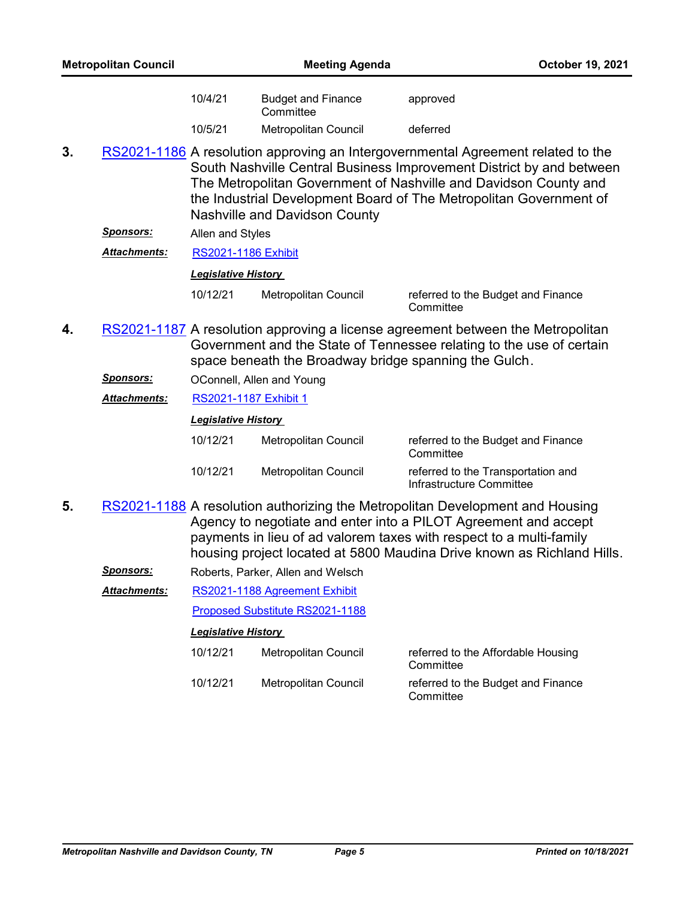| | | |
|---|---|---|
| 10/4/21 | Budget and Finance Committee | approved |
| 10/5/21 | Metropolitan Council | deferred |

**3.** RS2021-1186 A resolution approving an Intergovernmental Agreement related to the South Nashville Central Business Improvement District by and between The Metropolitan Government of Nashville and Davidson County and the Industrial Development Board of The Metropolitan Government of Nashville and Davidson County

***Sponsors:*** Allen and Styles

***Attachments:*** RS2021-1186 Exhibit

***Legislative History***

| | | |
|---|---|---|
| 10/12/21 | Metropolitan Council | referred to the Budget and Finance Committee |

**4.** RS2021-1187 A resolution approving a license agreement between the Metropolitan Government and the State of Tennessee relating to the use of certain space beneath the Broadway bridge spanning the Gulch.

***Sponsors:*** OConnell, Allen and Young

***Attachments:*** RS2021-1187 Exhibit 1

***Legislative History***

| | | |
|---|---|---|
| 10/12/21 | Metropolitan Council | referred to the Budget and Finance Committee |
| 10/12/21 | Metropolitan Council | referred to the Transportation and Infrastructure Committee |

**5.** RS2021-1188 A resolution authorizing the Metropolitan Development and Housing Agency to negotiate and enter into a PILOT Agreement and accept payments in lieu of ad valorem taxes with respect to a multi-family housing project located at 5800 Maudina Drive known as Richland Hills.

***Sponsors:*** Roberts, Parker, Allen and Welsch

***Attachments:*** RS2021-1188 Agreement Exhibit

Proposed Substitute RS2021-1188

***Legislative History***

| | | |
|---|---|---|
| 10/12/21 | Metropolitan Council | referred to the Affordable Housing Committee |
| 10/12/21 | Metropolitan Council | referred to the Budget and Finance Committee |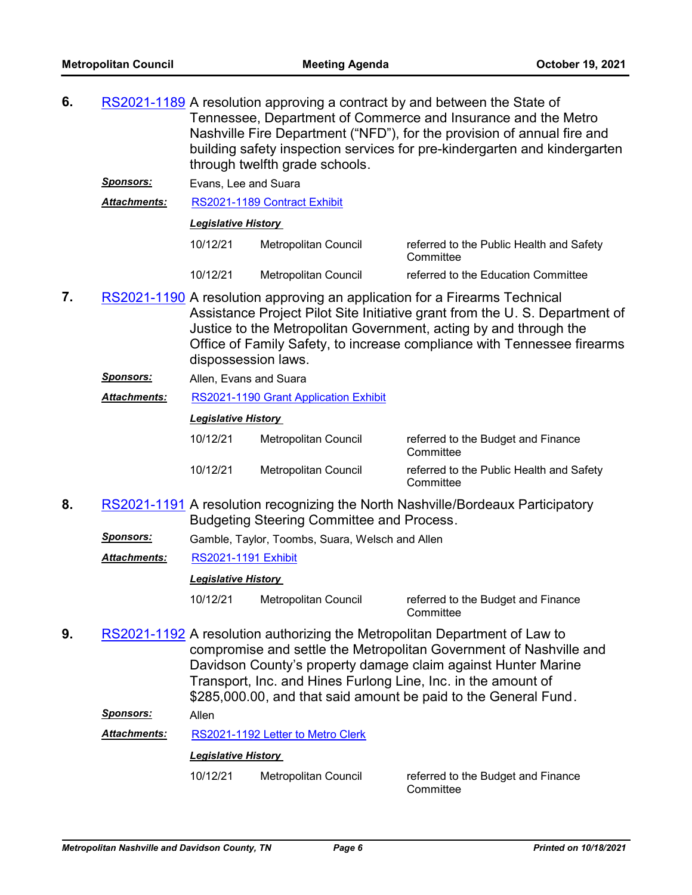6. RS2021-1189 A resolution approving a contract by and between the State of Tennessee, Department of Commerce and Insurance and the Metro Nashville Fire Department ("NFD"), for the provision of annual fire and building safety inspection services for pre-kindergarten and kindergarten through twelfth grade schools.

**Sponsors:** Evans, Lee and Suara

**Attachments:** RS2021-1189 Contract Exhibit

***Legislative History***

| | | |
|---|---|---|
| 10/12/21 | Metropolitan Council | referred to the Public Health and Safety Committee |
| 10/12/21 | Metropolitan Council | referred to the Education Committee |

7. RS2021-1190 A resolution approving an application for a Firearms Technical Assistance Project Pilot Site Initiative grant from the U. S. Department of Justice to the Metropolitan Government, acting by and through the Office of Family Safety, to increase compliance with Tennessee firearms dispossession laws.

**Sponsors:** Allen, Evans and Suara

**Attachments:** RS2021-1190 Grant Application Exhibit

***Legislative History***

| | | |
|---|---|---|
| 10/12/21 | Metropolitan Council | referred to the Budget and Finance Committee |
| 10/12/21 | Metropolitan Council | referred to the Public Health and Safety Committee |

8. RS2021-1191 A resolution recognizing the North Nashville/Bordeaux Participatory Budgeting Steering Committee and Process.

**Sponsors:** Gamble, Taylor, Toombs, Suara, Welsch and Allen

**Attachments:** RS2021-1191 Exhibit

***Legislative History***

| | | |
|---|---|---|
| 10/12/21 | Metropolitan Council | referred to the Budget and Finance Committee |

9. RS2021-1192 A resolution authorizing the Metropolitan Department of Law to compromise and settle the Metropolitan Government of Nashville and Davidson County's property damage claim against Hunter Marine Transport, Inc. and Hines Furlong Line, Inc. in the amount of $285,000.00, and that said amount be paid to the General Fund.

**Sponsors:** Allen

**Attachments:** RS2021-1192 Letter to Metro Clerk

***Legislative History***

| | | |
|---|---|---|
| 10/12/21 | Metropolitan Council | referred to the Budget and Finance Committee |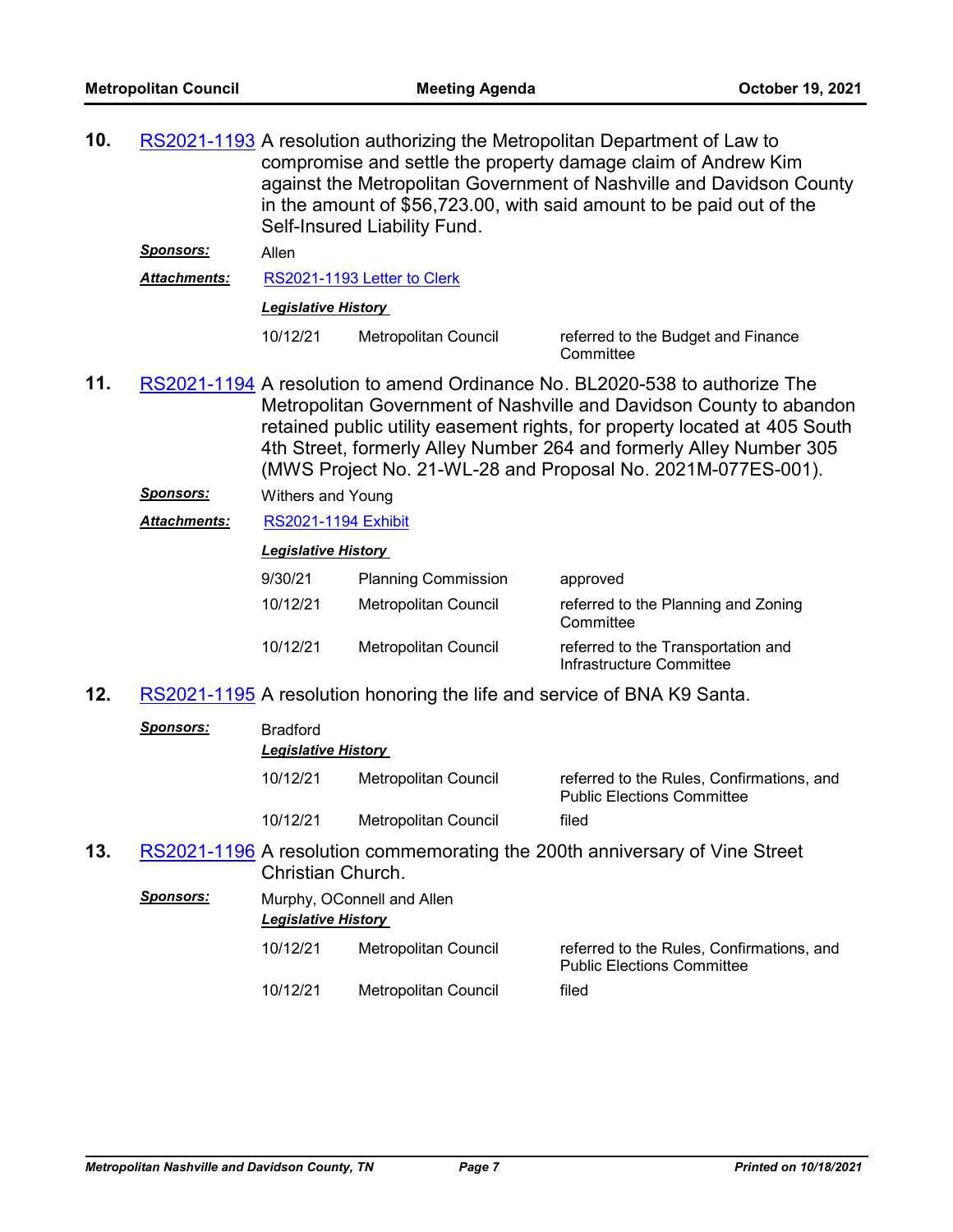**10.** RS2021-1193 A resolution authorizing the Metropolitan Department of Law to compromise and settle the property damage claim of Andrew Kim against the Metropolitan Government of Nashville and Davidson County in the amount of $56,723.00, with said amount to be paid out of the Self-Insured Liability Fund.

***Sponsors:*** Allen

***Attachments:*** RS2021-1193 Letter to Clerk

***Legislative History***

| | | |
|---|---|---|
| 10/12/21 | Metropolitan Council | referred to the Budget and Finance Committee |

**11.** RS2021-1194 A resolution to amend Ordinance No. BL2020-538 to authorize The Metropolitan Government of Nashville and Davidson County to abandon retained public utility easement rights, for property located at 405 South 4th Street, formerly Alley Number 264 and formerly Alley Number 305 (MWS Project No. 21-WL-28 and Proposal No. 2021M-077ES-001).

***Sponsors:*** Withers and Young

***Attachments:*** RS2021-1194 Exhibit

***Legislative History***

| | | |
|---|---|---|
| 9/30/21 | Planning Commission | approved |
| 10/12/21 | Metropolitan Council | referred to the Planning and Zoning Committee |
| 10/12/21 | Metropolitan Council | referred to the Transportation and Infrastructure Committee |

**12.** RS2021-1195 A resolution honoring the life and service of BNA K9 Santa.

***Sponsors:*** Bradford

***Legislative History***

| | | |
|---|---|---|
| 10/12/21 | Metropolitan Council | referred to the Rules, Confirmations, and Public Elections Committee |
| 10/12/21 | Metropolitan Council | filed |

**13.** RS2021-1196 A resolution commemorating the 200th anniversary of Vine Street Christian Church.

***Sponsors:*** Murphy, OConnell and Allen

***Legislative History***

| | | |
|---|---|---|
| 10/12/21 | Metropolitan Council | referred to the Rules, Confirmations, and Public Elections Committee |
| 10/12/21 | Metropolitan Council | filed |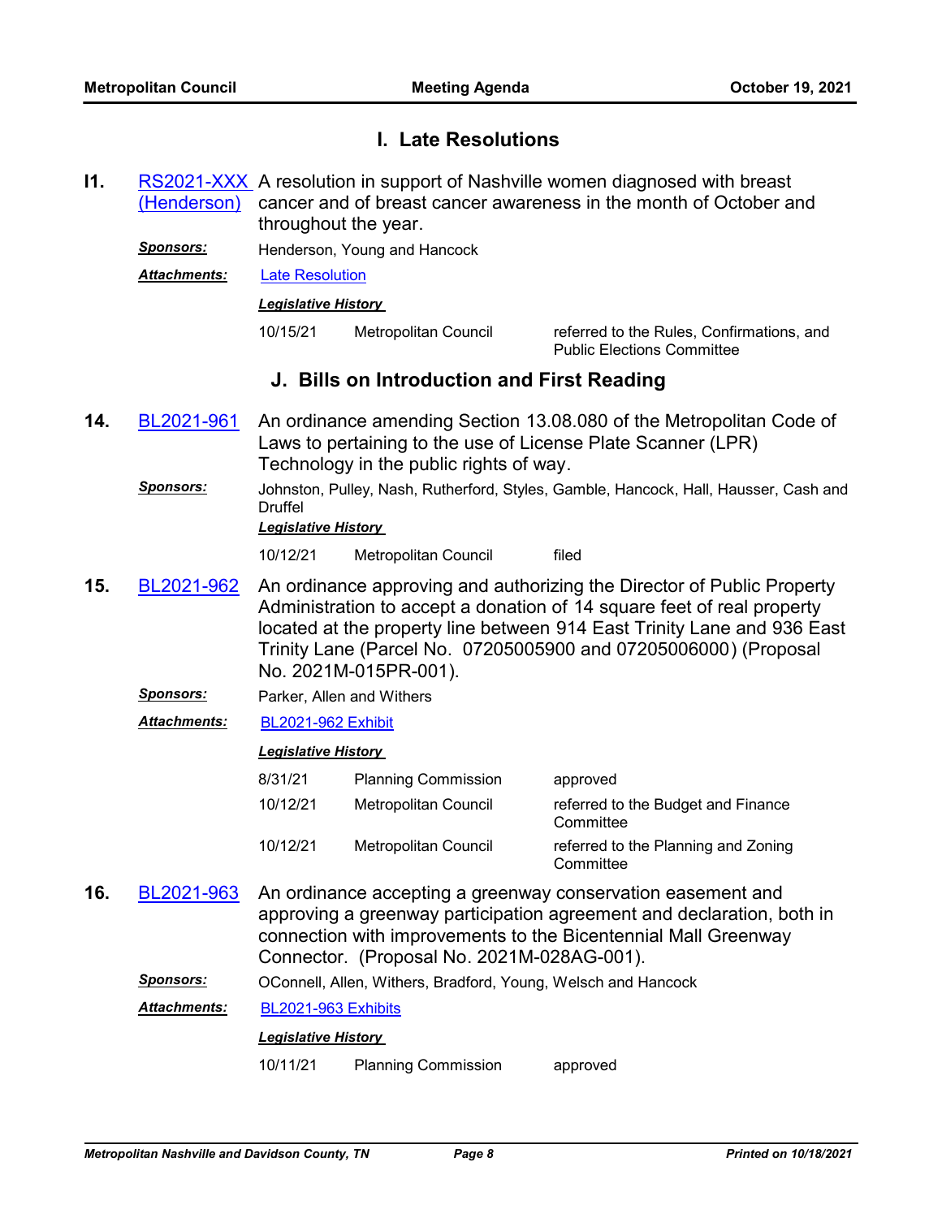## I. Late Resolutions

**I1.** RS2021-XXX (Henderson) A resolution in support of Nashville women diagnosed with breast cancer and of breast cancer awareness in the month of October and throughout the year.

***Sponsors:*** Henderson, Young and Hancock

***Attachments:*** Late Resolution

***Legislative History***

| | | |
|---|---|---|
| 10/15/21 | Metropolitan Council | referred to the Rules, Confirmations, and Public Elections Committee |

## J. Bills on Introduction and First Reading

**14.** BL2021-961 An ordinance amending Section 13.08.080 of the Metropolitan Code of Laws to pertaining to the use of License Plate Scanner (LPR) Technology in the public rights of way.

***Sponsors:*** Johnston, Pulley, Nash, Rutherford, Styles, Gamble, Hancock, Hall, Hausser, Cash and Druffel

***Legislative History***

| | | |
|---|---|---|
| 10/12/21 | Metropolitan Council | filed |

**15.** BL2021-962 An ordinance approving and authorizing the Director of Public Property Administration to accept a donation of 14 square feet of real property located at the property line between 914 East Trinity Lane and 936 East Trinity Lane (Parcel No. 07205005900 and 07205006000) (Proposal No. 2021M-015PR-001).

***Sponsors:*** Parker, Allen and Withers

***Attachments:*** BL2021-962 Exhibit

***Legislative History***

| | | |
|---|---|---|
| 8/31/21 | Planning Commission | approved |
| 10/12/21 | Metropolitan Council | referred to the Budget and Finance Committee |
| 10/12/21 | Metropolitan Council | referred to the Planning and Zoning Committee |

**16.** BL2021-963 An ordinance accepting a greenway conservation easement and approving a greenway participation agreement and declaration, both in connection with improvements to the Bicentennial Mall Greenway Connector. (Proposal No. 2021M-028AG-001).

***Sponsors:*** OConnell, Allen, Withers, Bradford, Young, Welsch and Hancock

***Attachments:*** BL2021-963 Exhibits

***Legislative History***

| | | |
|---|---|---|
| 10/11/21 | Planning Commission | approved |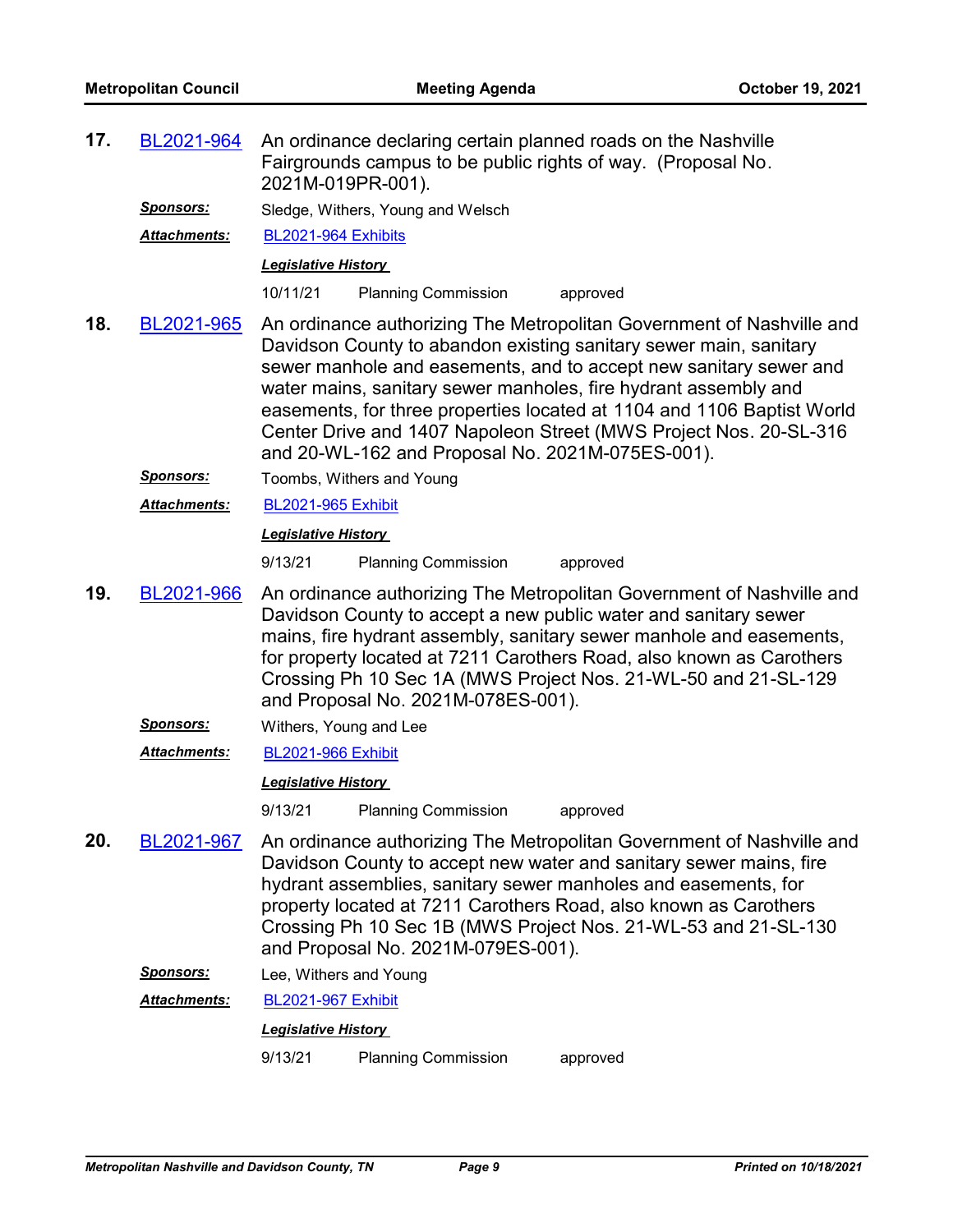**17.** BL2021-964 An ordinance declaring certain planned roads on the Nashville Fairgrounds campus to be public rights of way. (Proposal No. 2021M-019PR-001).

***Sponsors:*** Sledge, Withers, Young and Welsch

***Attachments:*** BL2021-964 Exhibits

***Legislative History***

| | | |
|---|---|---|
| 10/11/21 | Planning Commission | approved |

**18.** BL2021-965 An ordinance authorizing The Metropolitan Government of Nashville and Davidson County to abandon existing sanitary sewer main, sanitary sewer manhole and easements, and to accept new sanitary sewer and water mains, sanitary sewer manholes, fire hydrant assembly and easements, for three properties located at 1104 and 1106 Baptist World Center Drive and 1407 Napoleon Street (MWS Project Nos. 20-SL-316 and 20-WL-162 and Proposal No. 2021M-075ES-001).

***Sponsors:*** Toombs, Withers and Young

***Attachments:*** BL2021-965 Exhibit

***Legislative History***

| | | |
|---|---|---|
| 9/13/21 | Planning Commission | approved |

**19.** BL2021-966 An ordinance authorizing The Metropolitan Government of Nashville and Davidson County to accept a new public water and sanitary sewer mains, fire hydrant assembly, sanitary sewer manhole and easements, for property located at 7211 Carothers Road, also known as Carothers Crossing Ph 10 Sec 1A (MWS Project Nos. 21-WL-50 and 21-SL-129 and Proposal No. 2021M-078ES-001).

***Sponsors:*** Withers, Young and Lee

***Attachments:*** BL2021-966 Exhibit

***Legislative History***

| | | |
|---|---|---|
| 9/13/21 | Planning Commission | approved |

**20.** BL2021-967 An ordinance authorizing The Metropolitan Government of Nashville and Davidson County to accept new water and sanitary sewer mains, fire hydrant assemblies, sanitary sewer manholes and easements, for property located at 7211 Carothers Road, also known as Carothers Crossing Ph 10 Sec 1B (MWS Project Nos. 21-WL-53 and 21-SL-130 and Proposal No. 2021M-079ES-001).

***Sponsors:*** Lee, Withers and Young

***Attachments:*** BL2021-967 Exhibit

***Legislative History***

| | | |
|---|---|---|
| 9/13/21 | Planning Commission | approved |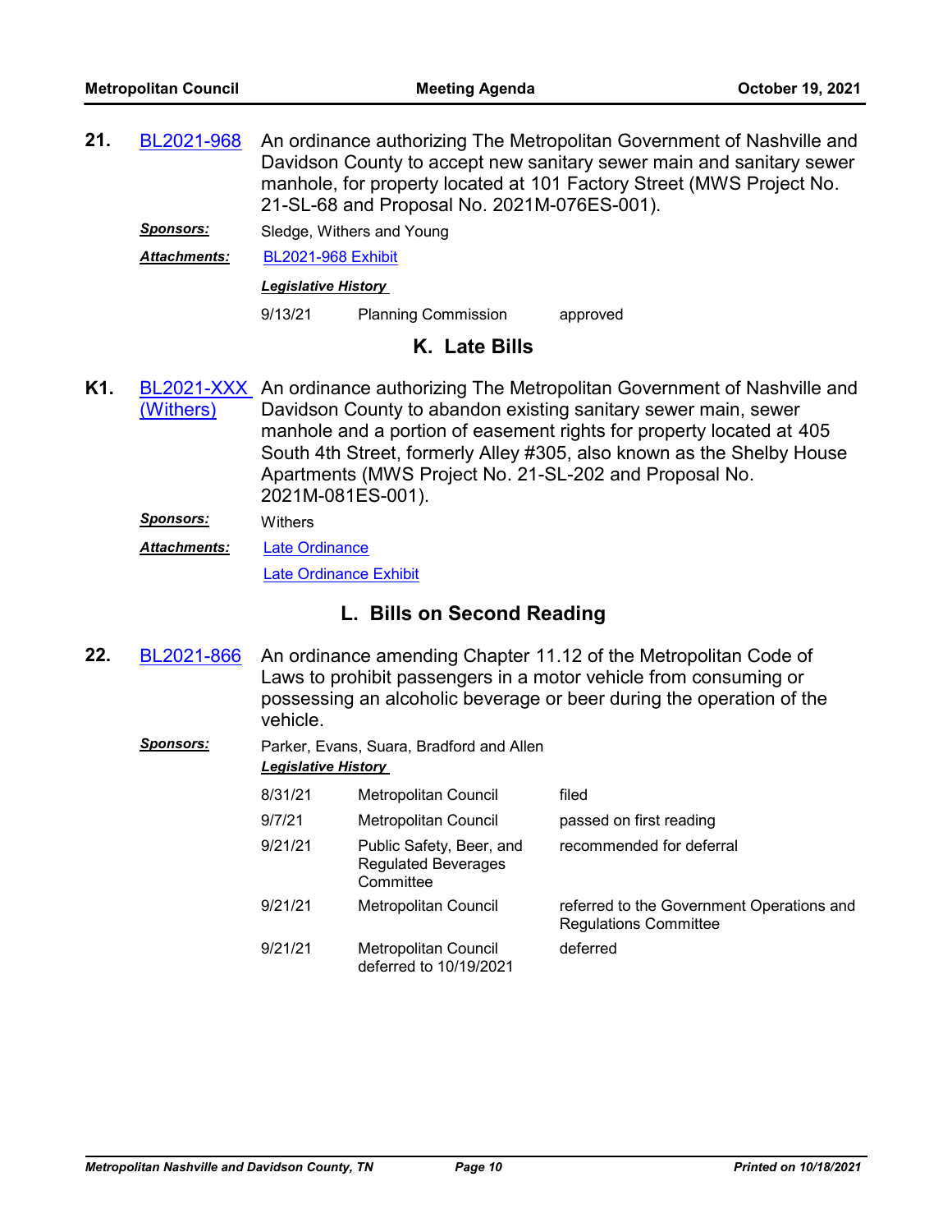**21.** BL2021-968 An ordinance authorizing The Metropolitan Government of Nashville and Davidson County to accept new sanitary sewer main and sanitary sewer manhole, for property located at 101 Factory Street (MWS Project No. 21-SL-68 and Proposal No. 2021M-076ES-001).

***Sponsors:*** Sledge, Withers and Young

***Attachments:*** BL2021-968 Exhibit

***Legislative History***

| | | |
|---|---|---|
| 9/13/21 | Planning Commission | approved |

## K. Late Bills

**K1.** BL2021-XXX (Withers) An ordinance authorizing The Metropolitan Government of Nashville and Davidson County to abandon existing sanitary sewer main, sewer manhole and a portion of easement rights for property located at 405 South 4th Street, formerly Alley #305, also known as the Shelby House Apartments (MWS Project No. 21-SL-202 and Proposal No. 2021M-081ES-001).

***Sponsors:*** Withers

***Attachments:*** Late Ordinance

Late Ordinance Exhibit

## L. Bills on Second Reading

**22.** BL2021-866 An ordinance amending Chapter 11.12 of the Metropolitan Code of Laws to prohibit passengers in a motor vehicle from consuming or possessing an alcoholic beverage or beer during the operation of the vehicle.

***Sponsors:*** Parker, Evans, Suara, Bradford and Allen

***Legislative History***

| | | |
|---|---|---|
| 8/31/21 | Metropolitan Council | filed |
| 9/7/21 | Metropolitan Council | passed on first reading |
| 9/21/21 | Public Safety, Beer, and Regulated Beverages Committee | recommended for deferral |
| 9/21/21 | Metropolitan Council | referred to the Government Operations and Regulations Committee |
| 9/21/21 | Metropolitan Council deferred to 10/19/2021 | deferred |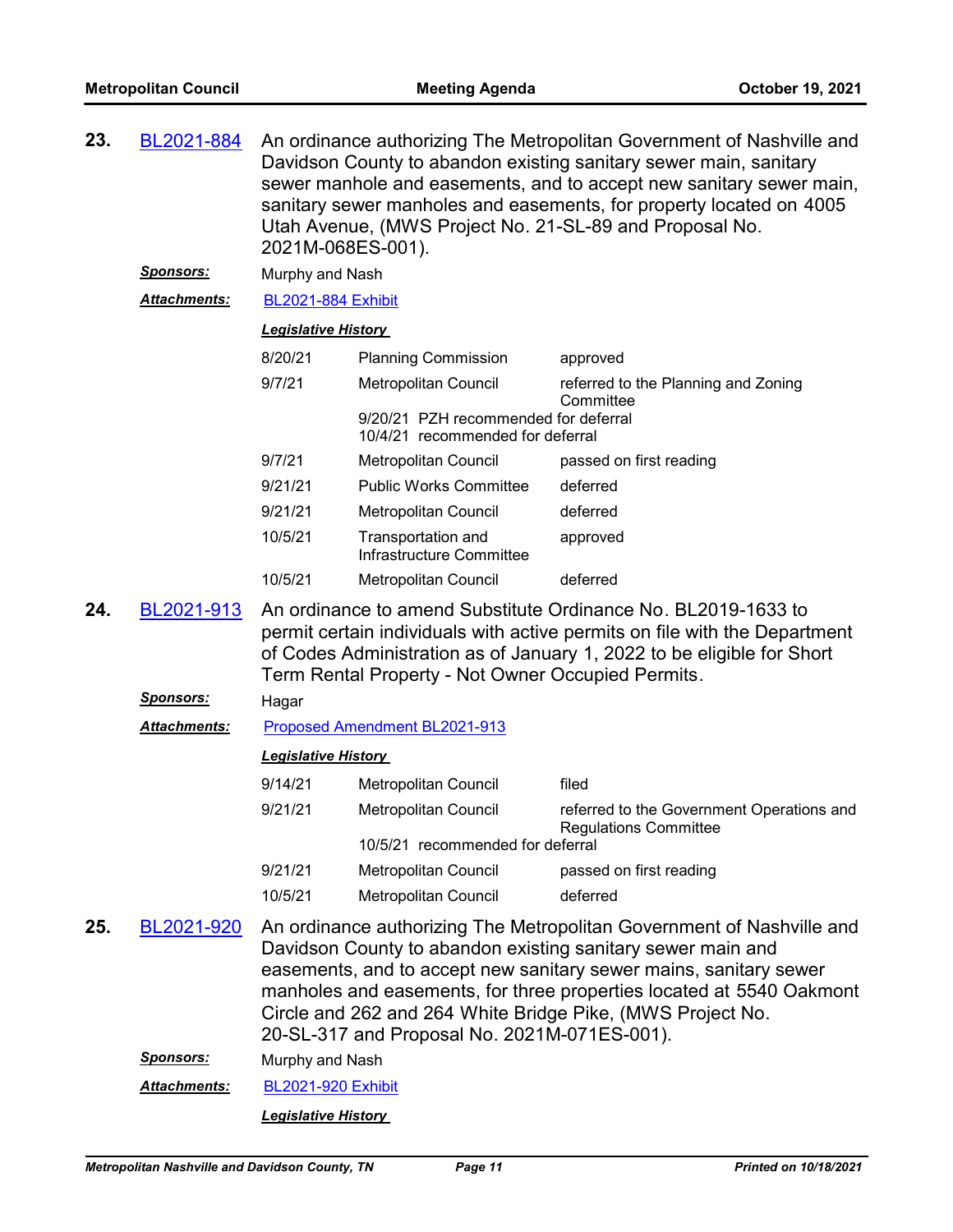**23.** BL2021-884 An ordinance authorizing The Metropolitan Government of Nashville and Davidson County to abandon existing sanitary sewer main, sanitary sewer manhole and easements, and to accept new sanitary sewer main, sanitary sewer manholes and easements, for property located on 4005 Utah Avenue, (MWS Project No. 21-SL-89 and Proposal No. 2021M-068ES-001).

***Sponsors:*** Murphy and Nash

***Attachments:*** BL2021-884 Exhibit

***Legislative History***

| | | |
|---|---|---|
| 8/20/21 | Planning Commission | approved |
| 9/7/21 | Metropolitan Council | referred to the Planning and Zoning Committee |
| | 9/20/21 PZH recommended for deferral<br>10/4/21 recommended for deferral | |
| 9/7/21 | Metropolitan Council | passed on first reading |
| 9/21/21 | Public Works Committee | deferred |
| 9/21/21 | Metropolitan Council | deferred |
| 10/5/21 | Transportation and Infrastructure Committee | approved |
| 10/5/21 | Metropolitan Council | deferred |

**24.** BL2021-913 An ordinance to amend Substitute Ordinance No. BL2019-1633 to permit certain individuals with active permits on file with the Department of Codes Administration as of January 1, 2022 to be eligible for Short Term Rental Property - Not Owner Occupied Permits.

***Sponsors:*** Hagar

***Attachments:*** Proposed Amendment BL2021-913

***Legislative History***

| | | |
|---|---|---|
| 9/14/21 | Metropolitan Council | filed |
| 9/21/21 | Metropolitan Council | referred to the Government Operations and Regulations Committee |
| | 10/5/21 recommended for deferral | |
| 9/21/21 | Metropolitan Council | passed on first reading |
| 10/5/21 | Metropolitan Council | deferred |

**25.** BL2021-920 An ordinance authorizing The Metropolitan Government of Nashville and Davidson County to abandon existing sanitary sewer main and easements, and to accept new sanitary sewer mains, sanitary sewer manholes and easements, for three properties located at 5540 Oakmont Circle and 262 and 264 White Bridge Pike, (MWS Project No. 20-SL-317 and Proposal No. 2021M-071ES-001).

***Sponsors:*** Murphy and Nash

***Attachments:*** BL2021-920 Exhibit

***Legislative History***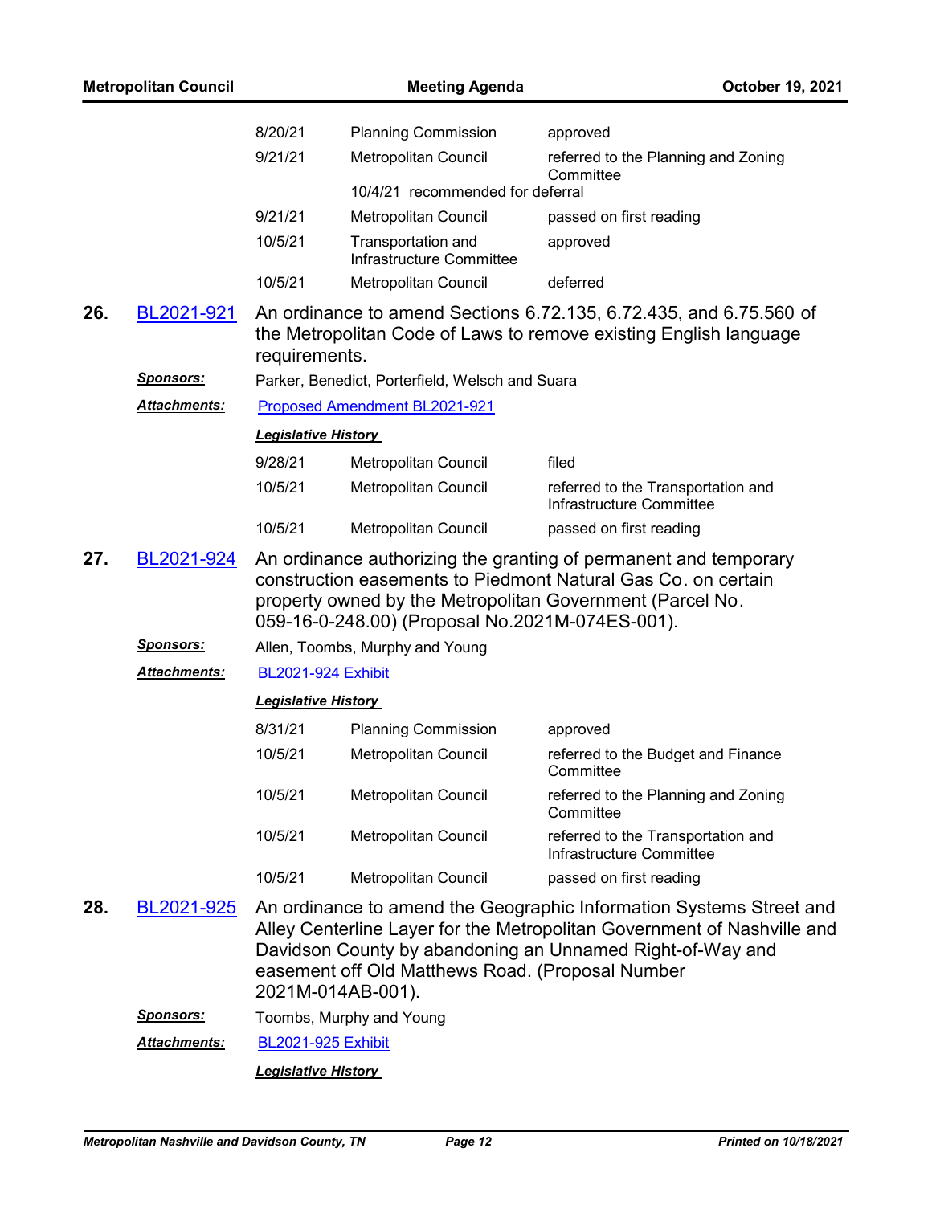| | | |
|---|---|---|
| 8/20/21 | Planning Commission | approved |
| 9/21/21 | Metropolitan Council | referred to the Planning and Zoning Committee |
| | 10/4/21 recommended for deferral | |
| 9/21/21 | Metropolitan Council | passed on first reading |
| 10/5/21 | Transportation and Infrastructure Committee | approved |
| 10/5/21 | Metropolitan Council | deferred |

**26. BL2021-921** An ordinance to amend Sections 6.72.135, 6.72.435, and 6.75.560 of the Metropolitan Code of Laws to remove existing English language requirements.

***Sponsors:*** Parker, Benedict, Porterfield, Welsch and Suara

***Attachments:*** Proposed Amendment BL2021-921

***Legislative History***

| | | |
|---|---|---|
| 9/28/21 | Metropolitan Council | filed |
| 10/5/21 | Metropolitan Council | referred to the Transportation and Infrastructure Committee |
| 10/5/21 | Metropolitan Council | passed on first reading |

**27. BL2021-924** An ordinance authorizing the granting of permanent and temporary construction easements to Piedmont Natural Gas Co. on certain property owned by the Metropolitan Government (Parcel No. 059-16-0-248.00) (Proposal No.2021M-074ES-001).

***Sponsors:*** Allen, Toombs, Murphy and Young

***Attachments:*** BL2021-924 Exhibit

***Legislative History***

| | | |
|---|---|---|
| 8/31/21 | Planning Commission | approved |
| 10/5/21 | Metropolitan Council | referred to the Budget and Finance Committee |
| 10/5/21 | Metropolitan Council | referred to the Planning and Zoning Committee |
| 10/5/21 | Metropolitan Council | referred to the Transportation and Infrastructure Committee |
| 10/5/21 | Metropolitan Council | passed on first reading |

**28. BL2021-925** An ordinance to amend the Geographic Information Systems Street and Alley Centerline Layer for the Metropolitan Government of Nashville and Davidson County by abandoning an Unnamed Right-of-Way and easement off Old Matthews Road. (Proposal Number 2021M-014AB-001).

***Sponsors:*** Toombs, Murphy and Young

***Attachments:*** BL2021-925 Exhibit

***Legislative History***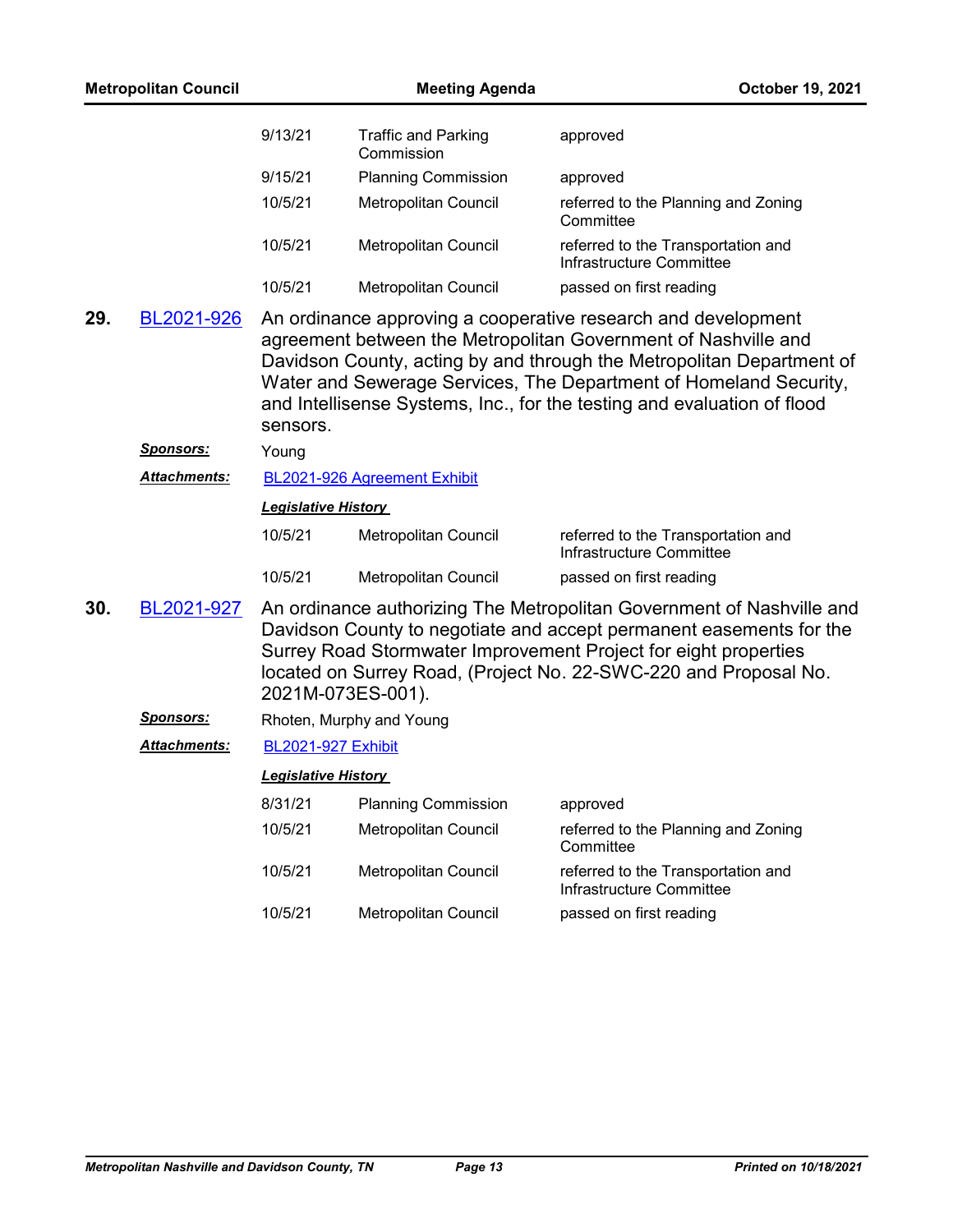| | | |
|---|---|---|
| 9/13/21 | Traffic and Parking Commission | approved |
| 9/15/21 | Planning Commission | approved |
| 10/5/21 | Metropolitan Council | referred to the Planning and Zoning Committee |
| 10/5/21 | Metropolitan Council | referred to the Transportation and Infrastructure Committee |
| 10/5/21 | Metropolitan Council | passed on first reading |

**29.** BL2021-926 An ordinance approving a cooperative research and development agreement between the Metropolitan Government of Nashville and Davidson County, acting by and through the Metropolitan Department of Water and Sewerage Services, The Department of Homeland Security, and Intellisense Systems, Inc., for the testing and evaluation of flood sensors.

***Sponsors:*** Young

***Attachments:*** BL2021-926 Agreement Exhibit

***Legislative History***

| | | |
|---|---|---|
| 10/5/21 | Metropolitan Council | referred to the Transportation and Infrastructure Committee |
| 10/5/21 | Metropolitan Council | passed on first reading |

**30.** BL2021-927 An ordinance authorizing The Metropolitan Government of Nashville and Davidson County to negotiate and accept permanent easements for the Surrey Road Stormwater Improvement Project for eight properties located on Surrey Road, (Project No. 22-SWC-220 and Proposal No. 2021M-073ES-001).

***Sponsors:*** Rhoten, Murphy and Young

***Attachments:*** BL2021-927 Exhibit

***Legislative History***

| | | |
|---|---|---|
| 8/31/21 | Planning Commission | approved |
| 10/5/21 | Metropolitan Council | referred to the Planning and Zoning Committee |
| 10/5/21 | Metropolitan Council | referred to the Transportation and Infrastructure Committee |
| 10/5/21 | Metropolitan Council | passed on first reading |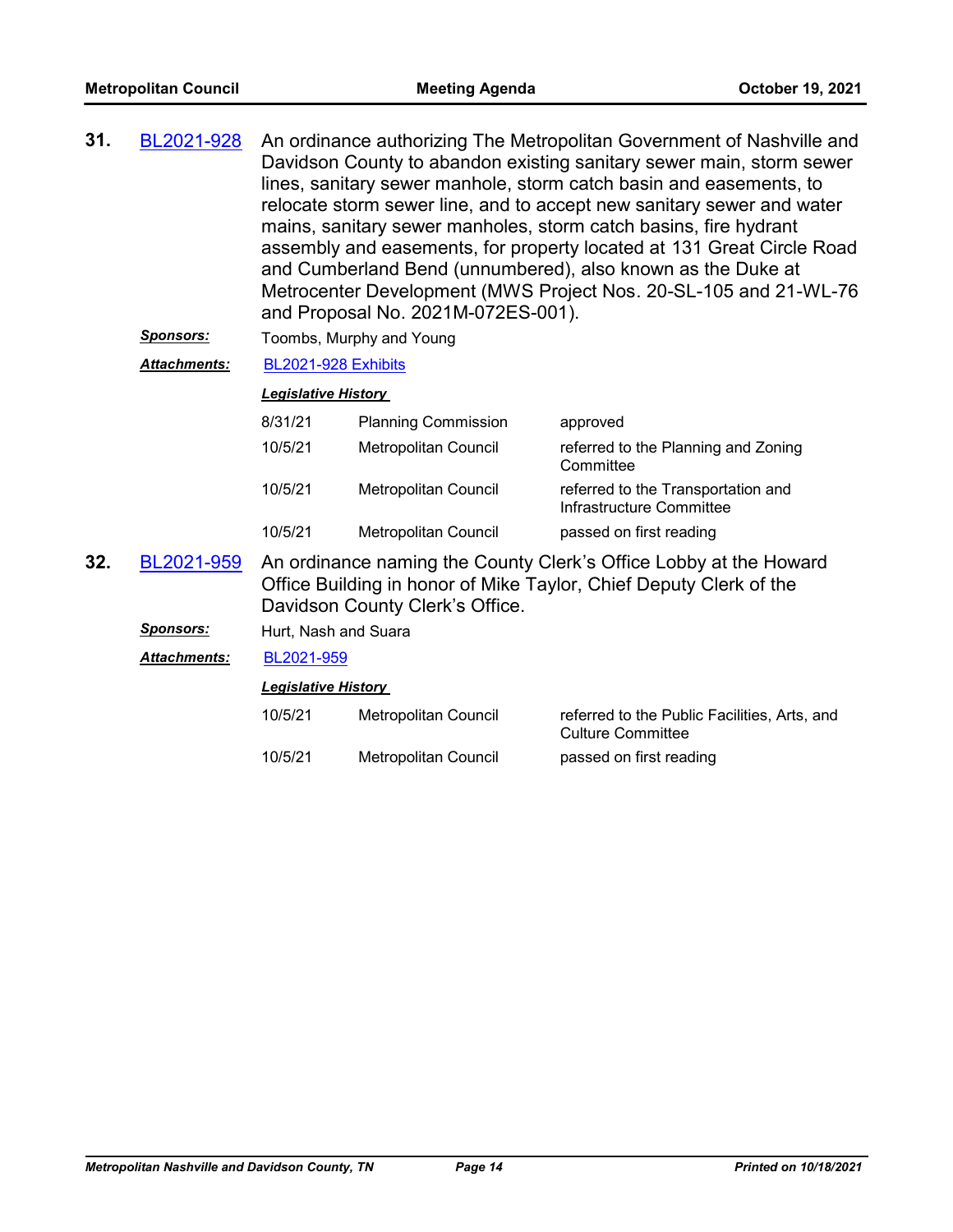**31.** BL2021-928 An ordinance authorizing The Metropolitan Government of Nashville and Davidson County to abandon existing sanitary sewer main, storm sewer lines, sanitary sewer manhole, storm catch basin and easements, to relocate storm sewer line, and to accept new sanitary sewer and water mains, sanitary sewer manholes, storm catch basins, fire hydrant assembly and easements, for property located at 131 Great Circle Road and Cumberland Bend (unnumbered), also known as the Duke at Metrocenter Development (MWS Project Nos. 20-SL-105 and 21-WL-76 and Proposal No. 2021M-072ES-001).

***Sponsors:*** Toombs, Murphy and Young

***Attachments:*** BL2021-928 Exhibits

***Legislative History***

| | | |
|---|---|---|
| 8/31/21 | Planning Commission | approved |
| 10/5/21 | Metropolitan Council | referred to the Planning and Zoning Committee |
| 10/5/21 | Metropolitan Council | referred to the Transportation and Infrastructure Committee |
| 10/5/21 | Metropolitan Council | passed on first reading |

**32.** BL2021-959 An ordinance naming the County Clerk's Office Lobby at the Howard Office Building in honor of Mike Taylor, Chief Deputy Clerk of the Davidson County Clerk's Office.

***Sponsors:*** Hurt, Nash and Suara

***Attachments:*** BL2021-959

***Legislative History***

| | | |
|---|---|---|
| 10/5/21 | Metropolitan Council | referred to the Public Facilities, Arts, and Culture Committee |
| 10/5/21 | Metropolitan Council | passed on first reading |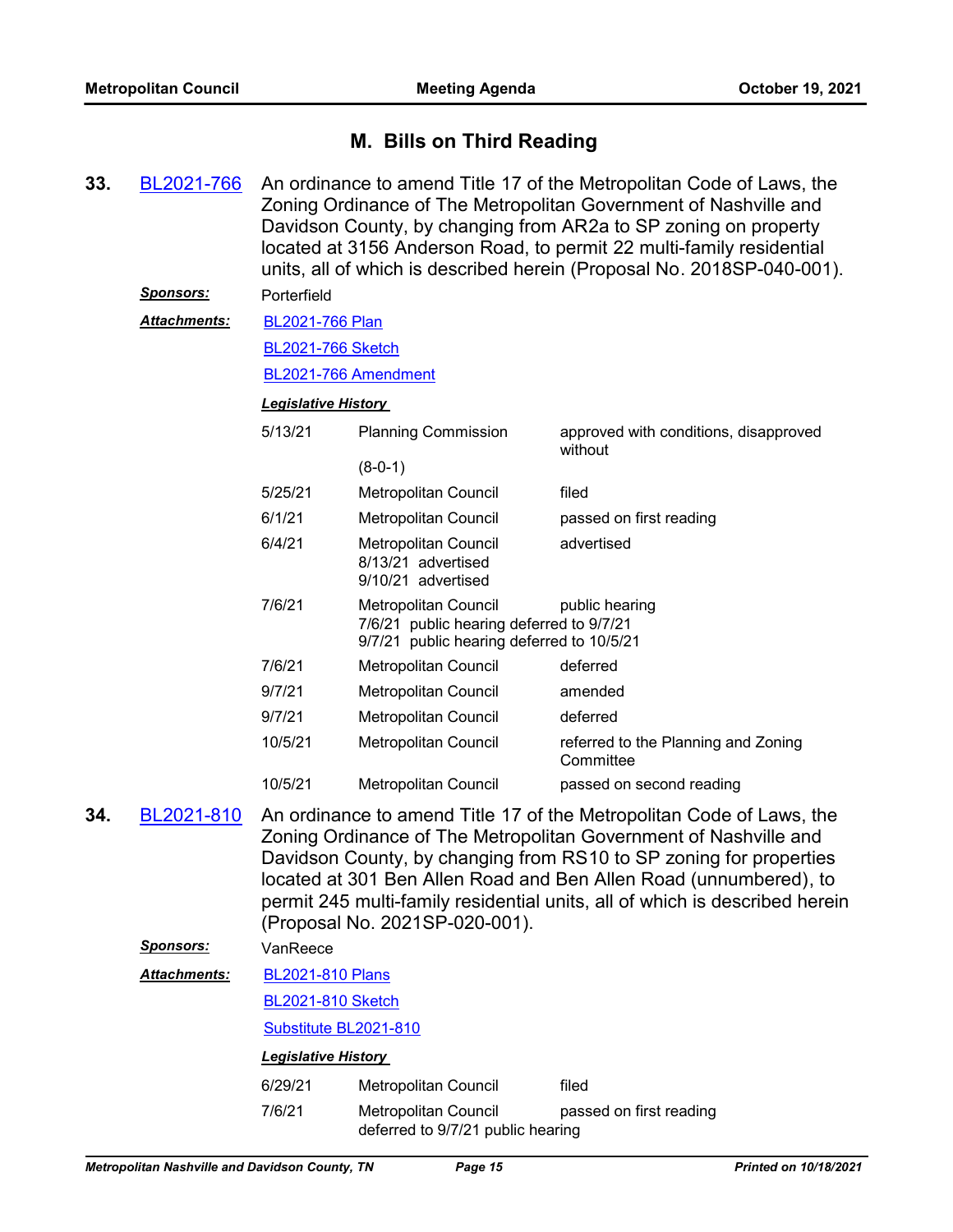## M. Bills on Third Reading

**33.** BL2021-766 An ordinance to amend Title 17 of the Metropolitan Code of Laws, the Zoning Ordinance of The Metropolitan Government of Nashville and Davidson County, by changing from AR2a to SP zoning on property located at 3156 Anderson Road, to permit 22 multi-family residential units, all of which is described herein (Proposal No. 2018SP-040-001).

***Sponsors:*** Porterfield

***Attachments:*** BL2021-766 Plan

BL2021-766 Sketch

BL2021-766 Amendment

***Legislative History***

| | | |
|---|---|---|
| 5/13/21 | Planning Commission<br>(8-0-1) | approved with conditions, disapproved without |
| 5/25/21 | Metropolitan Council | filed |
| 6/1/21 | Metropolitan Council | passed on first reading |
| 6/4/21 | Metropolitan Council<br>8/13/21 advertised<br>9/10/21 advertised | advertised |
| 7/6/21 | Metropolitan Council<br>7/6/21 public hearing deferred to 9/7/21<br>9/7/21 public hearing deferred to 10/5/21 | public hearing |
| 7/6/21 | Metropolitan Council | deferred |
| 9/7/21 | Metropolitan Council | amended |
| 9/7/21 | Metropolitan Council | deferred |
| 10/5/21 | Metropolitan Council | referred to the Planning and Zoning Committee |
| 10/5/21 | Metropolitan Council | passed on second reading |

**34.** BL2021-810 An ordinance to amend Title 17 of the Metropolitan Code of Laws, the Zoning Ordinance of The Metropolitan Government of Nashville and Davidson County, by changing from RS10 to SP zoning for properties located at 301 Ben Allen Road and Ben Allen Road (unnumbered), to permit 245 multi-family residential units, all of which is described herein (Proposal No. 2021SP-020-001).

***Sponsors:*** VanReece

***Attachments:*** BL2021-810 Plans

BL2021-810 Sketch

Substitute BL2021-810

***Legislative History***

| | | |
|---|---|---|
| 6/29/21 | Metropolitan Council | filed |
| 7/6/21 | Metropolitan Council<br>deferred to 9/7/21 public hearing | passed on first reading |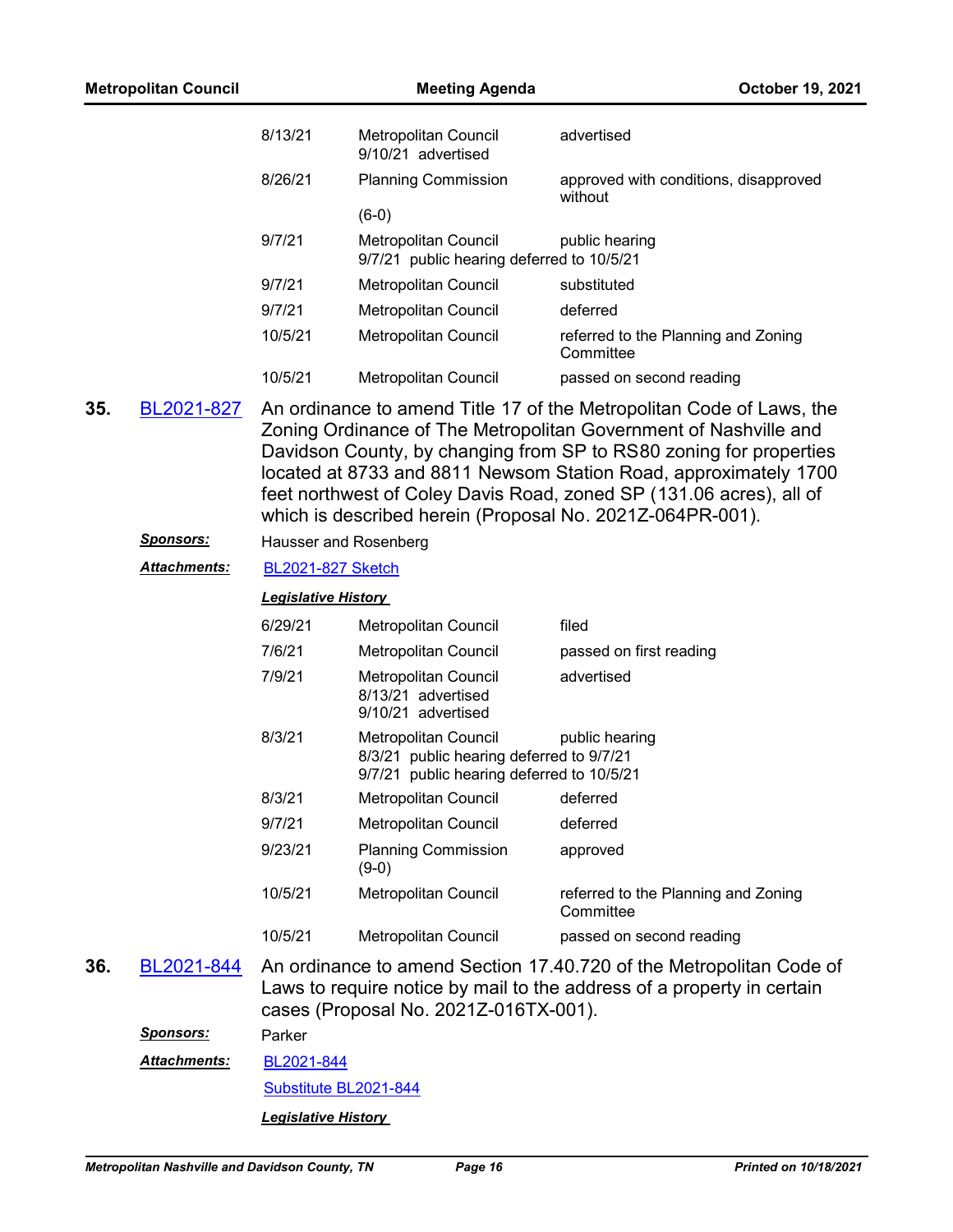| | | |
|---|---|---|
| 8/13/21 | Metropolitan Council<br>9/10/21 advertised | advertised |
| 8/26/21 | Planning Commission<br>(6-0) | approved with conditions, disapproved without |
| 9/7/21 | Metropolitan Council<br>9/7/21 public hearing deferred to 10/5/21 | public hearing |
| 9/7/21 | Metropolitan Council | substituted |
| 9/7/21 | Metropolitan Council | deferred |
| 10/5/21 | Metropolitan Council | referred to the Planning and Zoning Committee |
| 10/5/21 | Metropolitan Council | passed on second reading |

**35.** BL2021-827 An ordinance to amend Title 17 of the Metropolitan Code of Laws, the Zoning Ordinance of The Metropolitan Government of Nashville and Davidson County, by changing from SP to RS80 zoning for properties located at 8733 and 8811 Newsom Station Road, approximately 1700 feet northwest of Coley Davis Road, zoned SP (131.06 acres), all of which is described herein (Proposal No. 2021Z-064PR-001).

***Sponsors:*** Hausser and Rosenberg

***Attachments:*** BL2021-827 Sketch

***Legislative History***

| | | |
|---|---|---|
| 6/29/21 | Metropolitan Council | filed |
| 7/6/21 | Metropolitan Council | passed on first reading |
| 7/9/21 | Metropolitan Council<br>8/13/21 advertised<br>9/10/21 advertised | advertised |
| 8/3/21 | Metropolitan Council<br>8/3/21 public hearing deferred to 9/7/21<br>9/7/21 public hearing deferred to 10/5/21 | public hearing |
| 8/3/21 | Metropolitan Council | deferred |
| 9/7/21 | Metropolitan Council | deferred |
| 9/23/21 | Planning Commission<br>(9-0) | approved |
| 10/5/21 | Metropolitan Council | referred to the Planning and Zoning Committee |
| 10/5/21 | Metropolitan Council | passed on second reading |

**36.** BL2021-844 An ordinance to amend Section 17.40.720 of the Metropolitan Code of Laws to require notice by mail to the address of a property in certain cases (Proposal No. 2021Z-016TX-001).

***Sponsors:*** Parker

***Attachments:*** BL2021-844

Substitute BL2021-844

***Legislative History***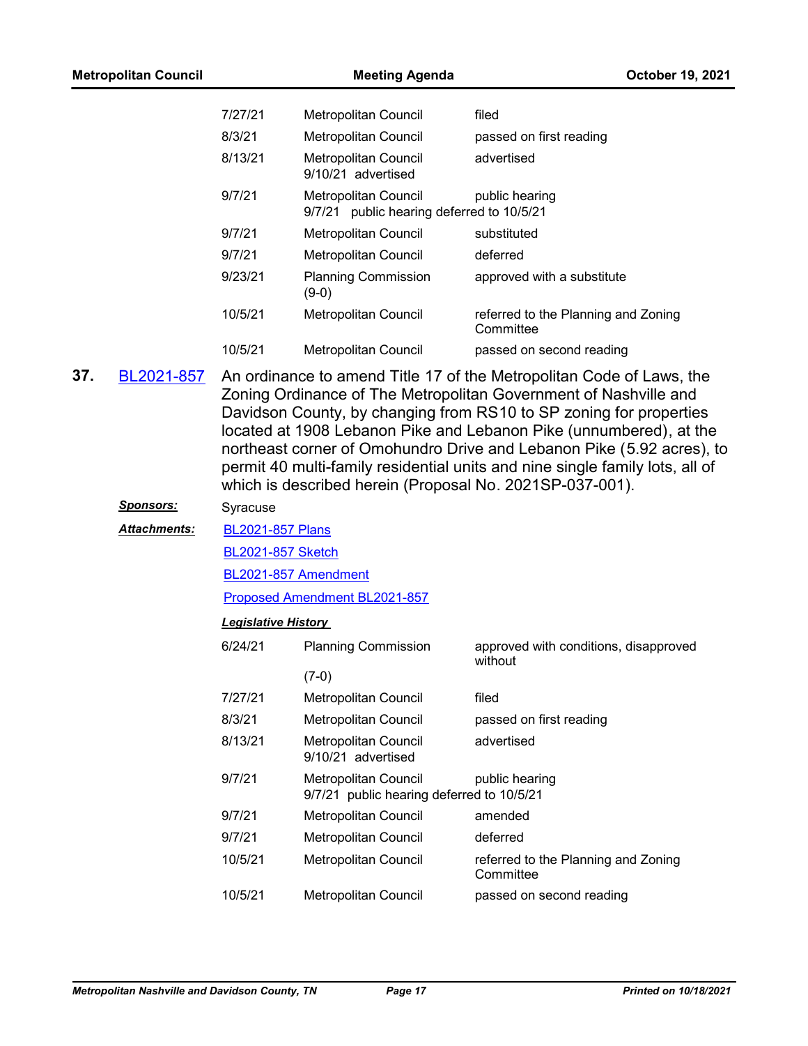| | | |
|---|---|---|
| 7/27/21 | Metropolitan Council | filed |
| 8/3/21 | Metropolitan Council | passed on first reading |
| 8/13/21 | Metropolitan Council<br>9/10/21 advertised | advertised |
| 9/7/21 | Metropolitan Council<br>9/7/21 public hearing deferred to 10/5/21 | public hearing |
| 9/7/21 | Metropolitan Council | substituted |
| 9/7/21 | Metropolitan Council | deferred |
| 9/23/21 | Planning Commission<br>(9-0) | approved with a substitute |
| 10/5/21 | Metropolitan Council | referred to the Planning and Zoning Committee |
| 10/5/21 | Metropolitan Council | passed on second reading |

**37.** BL2021-857 An ordinance to amend Title 17 of the Metropolitan Code of Laws, the Zoning Ordinance of The Metropolitan Government of Nashville and Davidson County, by changing from RS10 to SP zoning for properties located at 1908 Lebanon Pike and Lebanon Pike (unnumbered), at the northeast corner of Omohundro Drive and Lebanon Pike (5.92 acres), to permit 40 multi-family residential units and nine single family lots, all of which is described herein (Proposal No. 2021SP-037-001).

***Sponsors:*** Syracuse

***Attachments:*** BL2021-857 Plans
BL2021-857 Sketch
BL2021-857 Amendment
Proposed Amendment BL2021-857

***Legislative History***

| | | |
|---|---|---|
| 6/24/21 | Planning Commission<br>(7-0) | approved with conditions, disapproved without |
| 7/27/21 | Metropolitan Council | filed |
| 8/3/21 | Metropolitan Council | passed on first reading |
| 8/13/21 | Metropolitan Council<br>9/10/21 advertised | advertised |
| 9/7/21 | Metropolitan Council<br>9/7/21 public hearing deferred to 10/5/21 | public hearing |
| 9/7/21 | Metropolitan Council | amended |
| 9/7/21 | Metropolitan Council | deferred |
| 10/5/21 | Metropolitan Council | referred to the Planning and Zoning Committee |
| 10/5/21 | Metropolitan Council | passed on second reading |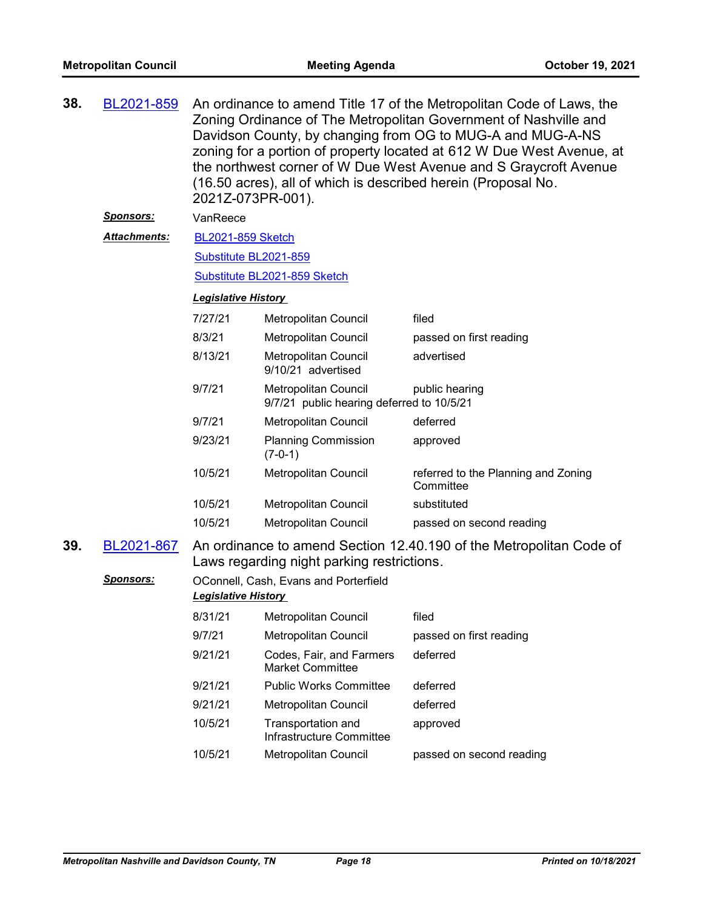**38.** BL2021-859 An ordinance to amend Title 17 of the Metropolitan Code of Laws, the Zoning Ordinance of The Metropolitan Government of Nashville and Davidson County, by changing from OG to MUG-A and MUG-A-NS zoning for a portion of property located at 612 W Due West Avenue, at the northwest corner of W Due West Avenue and S Graycroft Avenue (16.50 acres), all of which is described herein (Proposal No. 2021Z-073PR-001).

***Sponsors:*** VanReece

***Attachments:*** BL2021-859 Sketch

Substitute BL2021-859

Substitute BL2021-859 Sketch

***Legislative History***

| | | |
|---|---|---|
| 7/27/21 | Metropolitan Council | filed |
| 8/3/21 | Metropolitan Council | passed on first reading |
| 8/13/21 | Metropolitan Council<br>9/10/21 advertised | advertised |
| 9/7/21 | Metropolitan Council<br>9/7/21 public hearing deferred to 10/5/21 | public hearing |
| 9/7/21 | Metropolitan Council | deferred |
| 9/23/21 | Planning Commission (7-0-1) | approved |
| 10/5/21 | Metropolitan Council | referred to the Planning and Zoning Committee |
| 10/5/21 | Metropolitan Council | substituted |
| 10/5/21 | Metropolitan Council | passed on second reading |

**39.** BL2021-867 An ordinance to amend Section 12.40.190 of the Metropolitan Code of Laws regarding night parking restrictions.

***Sponsors:*** OConnell, Cash, Evans and Porterfield

***Legislative History***

| | | |
|---|---|---|
| 8/31/21 | Metropolitan Council | filed |
| 9/7/21 | Metropolitan Council | passed on first reading |
| 9/21/21 | Codes, Fair, and Farmers Market Committee | deferred |
| 9/21/21 | Public Works Committee | deferred |
| 9/21/21 | Metropolitan Council | deferred |
| 10/5/21 | Transportation and Infrastructure Committee | approved |
| 10/5/21 | Metropolitan Council | passed on second reading |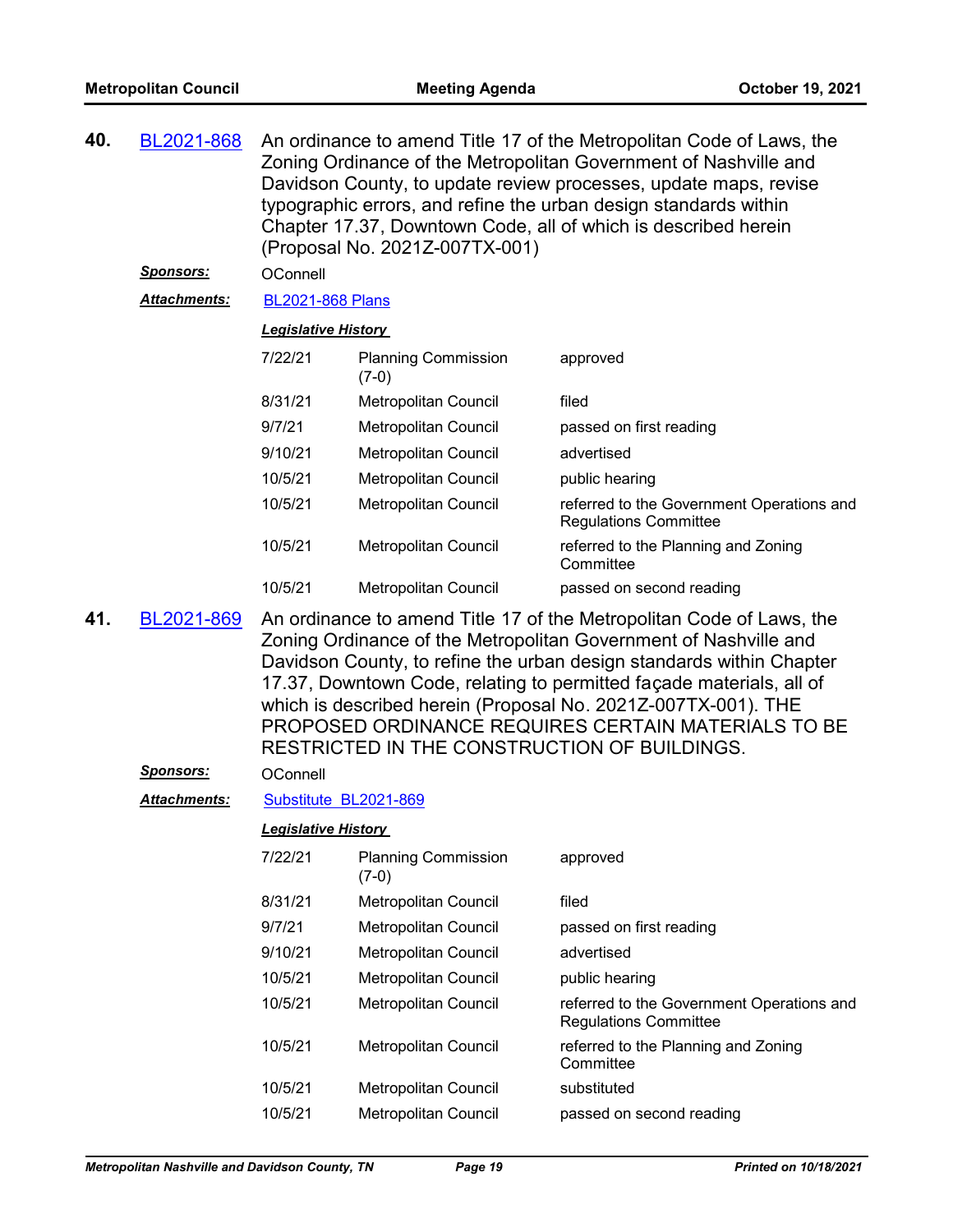**40.** BL2021-868 An ordinance to amend Title 17 of the Metropolitan Code of Laws, the Zoning Ordinance of the Metropolitan Government of Nashville and Davidson County, to update review processes, update maps, revise typographic errors, and refine the urban design standards within Chapter 17.37, Downtown Code, all of which is described herein (Proposal No. 2021Z-007TX-001)

***Sponsors:*** OConnell

***Attachments:*** BL2021-868 Plans

***Legislative History***

| | | |
|---|---|---|
| 7/22/21 | Planning Commission (7-0) | approved |
| 8/31/21 | Metropolitan Council | filed |
| 9/7/21 | Metropolitan Council | passed on first reading |
| 9/10/21 | Metropolitan Council | advertised |
| 10/5/21 | Metropolitan Council | public hearing |
| 10/5/21 | Metropolitan Council | referred to the Government Operations and Regulations Committee |
| 10/5/21 | Metropolitan Council | referred to the Planning and Zoning Committee |
| 10/5/21 | Metropolitan Council | passed on second reading |

**41.** BL2021-869 An ordinance to amend Title 17 of the Metropolitan Code of Laws, the Zoning Ordinance of the Metropolitan Government of Nashville and Davidson County, to refine the urban design standards within Chapter 17.37, Downtown Code, relating to permitted façade materials, all of which is described herein (Proposal No. 2021Z-007TX-001). THE PROPOSED ORDINANCE REQUIRES CERTAIN MATERIALS TO BE RESTRICTED IN THE CONSTRUCTION OF BUILDINGS.

***Sponsors:*** OConnell

***Attachments:*** Substitute BL2021-869

***Legislative History***

| | | |
|---|---|---|
| 7/22/21 | Planning Commission (7-0) | approved |
| 8/31/21 | Metropolitan Council | filed |
| 9/7/21 | Metropolitan Council | passed on first reading |
| 9/10/21 | Metropolitan Council | advertised |
| 10/5/21 | Metropolitan Council | public hearing |
| 10/5/21 | Metropolitan Council | referred to the Government Operations and Regulations Committee |
| 10/5/21 | Metropolitan Council | referred to the Planning and Zoning Committee |
| 10/5/21 | Metropolitan Council | substituted |
| 10/5/21 | Metropolitan Council | passed on second reading |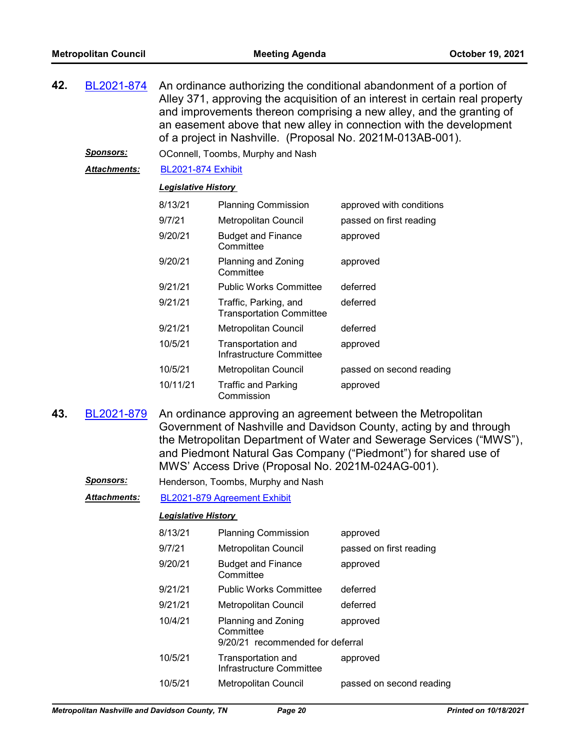**42.** BL2021-874 An ordinance authorizing the conditional abandonment of a portion of Alley 371, approving the acquisition of an interest in certain real property and improvements thereon comprising a new alley, and the granting of an easement above that new alley in connection with the development of a project in Nashville. (Proposal No. 2021M-013AB-001).

***Sponsors:*** OConnell, Toombs, Murphy and Nash

***Attachments:*** BL2021-874 Exhibit

***Legislative History***

| Date | Body | Action |
|---|---|---|
| 8/13/21 | Planning Commission | approved with conditions |
| 9/7/21 | Metropolitan Council | passed on first reading |
| 9/20/21 | Budget and Finance Committee | approved |
| 9/20/21 | Planning and Zoning Committee | approved |
| 9/21/21 | Public Works Committee | deferred |
| 9/21/21 | Traffic, Parking, and Transportation Committee | deferred |
| 9/21/21 | Metropolitan Council | deferred |
| 10/5/21 | Transportation and Infrastructure Committee | approved |
| 10/5/21 | Metropolitan Council | passed on second reading |
| 10/11/21 | Traffic and Parking Commission | approved |

**43.** BL2021-879 An ordinance approving an agreement between the Metropolitan Government of Nashville and Davidson County, acting by and through the Metropolitan Department of Water and Sewerage Services ("MWS"), and Piedmont Natural Gas Company ("Piedmont") for shared use of MWS' Access Drive (Proposal No. 2021M-024AG-001).

***Sponsors:*** Henderson, Toombs, Murphy and Nash

***Attachments:*** BL2021-879 Agreement Exhibit

***Legislative History***

| Date | Body | Action |
|---|---|---|
| 8/13/21 | Planning Commission | approved |
| 9/7/21 | Metropolitan Council | passed on first reading |
| 9/20/21 | Budget and Finance Committee | approved |
| 9/21/21 | Public Works Committee | deferred |
| 9/21/21 | Metropolitan Council | deferred |
| 10/4/21 | Planning and Zoning Committee<br>9/20/21 recommended for deferral | approved |
| 10/5/21 | Transportation and Infrastructure Committee | approved |
| 10/5/21 | Metropolitan Council | passed on second reading |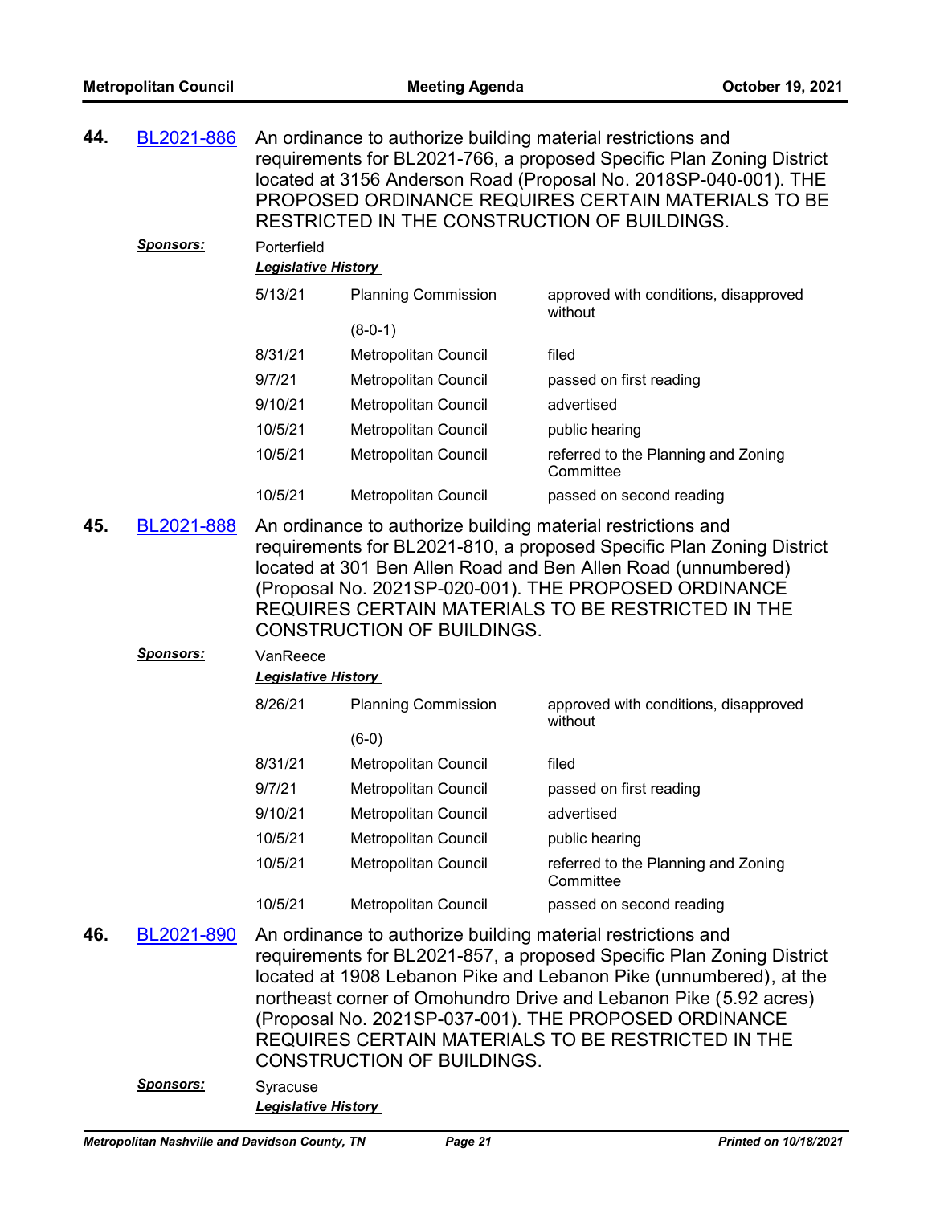**44.** BL2021-886 An ordinance to authorize building material restrictions and requirements for BL2021-766, a proposed Specific Plan Zoning District located at 3156 Anderson Road (Proposal No. 2018SP-040-001). THE PROPOSED ORDINANCE REQUIRES CERTAIN MATERIALS TO BE RESTRICTED IN THE CONSTRUCTION OF BUILDINGS.

***Sponsors:*** Porterfield

***Legislative History***

| Date | Body | Action |
|---|---|---|
| 5/13/21 | Planning Commission (8-0-1) | approved with conditions, disapproved without |
| 8/31/21 | Metropolitan Council | filed |
| 9/7/21 | Metropolitan Council | passed on first reading |
| 9/10/21 | Metropolitan Council | advertised |
| 10/5/21 | Metropolitan Council | public hearing |
| 10/5/21 | Metropolitan Council | referred to the Planning and Zoning Committee |
| 10/5/21 | Metropolitan Council | passed on second reading |

**45.** BL2021-888 An ordinance to authorize building material restrictions and requirements for BL2021-810, a proposed Specific Plan Zoning District located at 301 Ben Allen Road and Ben Allen Road (unnumbered) (Proposal No. 2021SP-020-001). THE PROPOSED ORDINANCE REQUIRES CERTAIN MATERIALS TO BE RESTRICTED IN THE CONSTRUCTION OF BUILDINGS.

***Sponsors:*** VanReece

***Legislative History***

| Date | Body | Action |
|---|---|---|
| 8/26/21 | Planning Commission (6-0) | approved with conditions, disapproved without |
| 8/31/21 | Metropolitan Council | filed |
| 9/7/21 | Metropolitan Council | passed on first reading |
| 9/10/21 | Metropolitan Council | advertised |
| 10/5/21 | Metropolitan Council | public hearing |
| 10/5/21 | Metropolitan Council | referred to the Planning and Zoning Committee |
| 10/5/21 | Metropolitan Council | passed on second reading |

**46.** BL2021-890 An ordinance to authorize building material restrictions and requirements for BL2021-857, a proposed Specific Plan Zoning District located at 1908 Lebanon Pike and Lebanon Pike (unnumbered), at the northeast corner of Omohundro Drive and Lebanon Pike (5.92 acres) (Proposal No. 2021SP-037-001). THE PROPOSED ORDINANCE REQUIRES CERTAIN MATERIALS TO BE RESTRICTED IN THE CONSTRUCTION OF BUILDINGS.

***Sponsors:*** Syracuse

***Legislative History***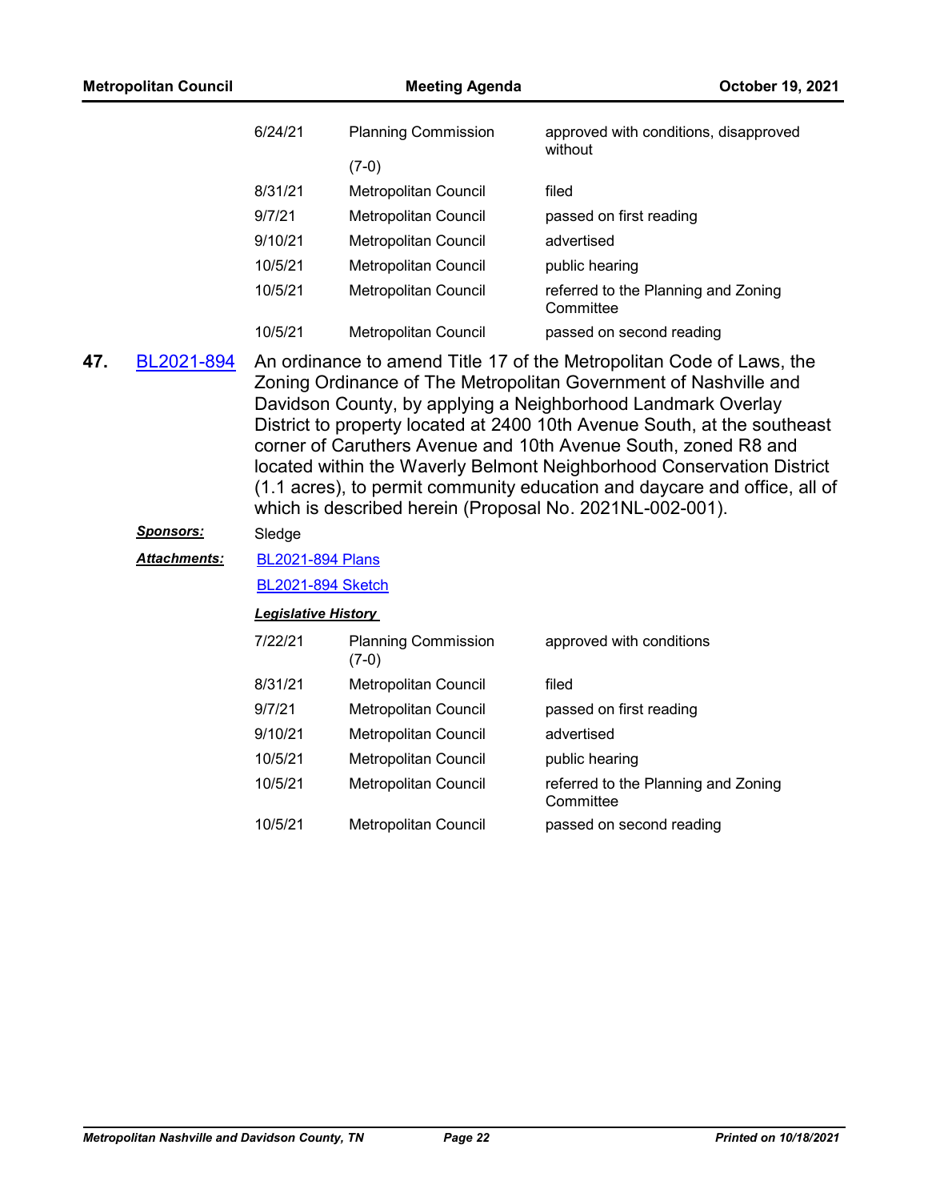| | | |
|---|---|---|
| 6/24/21 | Planning Commission (7-0) | approved with conditions, disapproved without |
| 8/31/21 | Metropolitan Council | filed |
| 9/7/21 | Metropolitan Council | passed on first reading |
| 9/10/21 | Metropolitan Council | advertised |
| 10/5/21 | Metropolitan Council | public hearing |
| 10/5/21 | Metropolitan Council | referred to the Planning and Zoning Committee |
| 10/5/21 | Metropolitan Council | passed on second reading |

**47.** BL2021-894 An ordinance to amend Title 17 of the Metropolitan Code of Laws, the Zoning Ordinance of The Metropolitan Government of Nashville and Davidson County, by applying a Neighborhood Landmark Overlay District to property located at 2400 10th Avenue South, at the southeast corner of Caruthers Avenue and 10th Avenue South, zoned R8 and located within the Waverly Belmont Neighborhood Conservation District (1.1 acres), to permit community education and daycare and office, all of which is described herein (Proposal No. 2021NL-002-001).

***Sponsors:*** Sledge

***Attachments:*** BL2021-894 Plans

BL2021-894 Sketch

***Legislative History***

| | | |
|---|---|---|
| 7/22/21 | Planning Commission (7-0) | approved with conditions |
| 8/31/21 | Metropolitan Council | filed |
| 9/7/21 | Metropolitan Council | passed on first reading |
| 9/10/21 | Metropolitan Council | advertised |
| 10/5/21 | Metropolitan Council | public hearing |
| 10/5/21 | Metropolitan Council | referred to the Planning and Zoning Committee |
| 10/5/21 | Metropolitan Council | passed on second reading |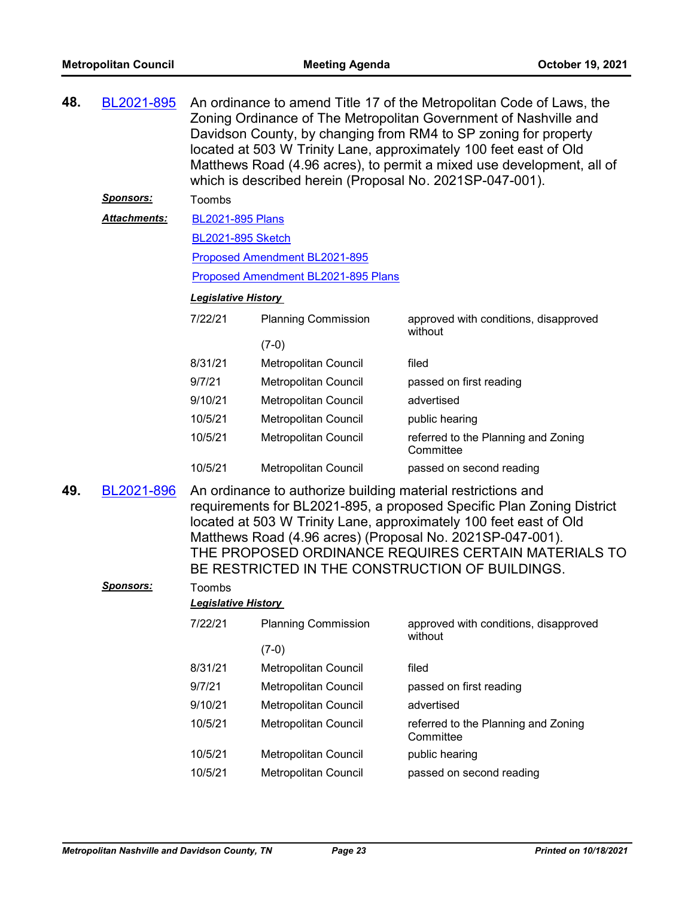**48.** BL2021-895 An ordinance to amend Title 17 of the Metropolitan Code of Laws, the Zoning Ordinance of The Metropolitan Government of Nashville and Davidson County, by changing from RM4 to SP zoning for property located at 503 W Trinity Lane, approximately 100 feet east of Old Matthews Road (4.96 acres), to permit a mixed use development, all of which is described herein (Proposal No. 2021SP-047-001).

***Sponsors:*** Toombs

***Attachments:*** BL2021-895 Plans

BL2021-895 Sketch

Proposed Amendment BL2021-895

Proposed Amendment BL2021-895 Plans

***Legislative History***

| | | |
|---|---|---|
| 7/22/21 | Planning Commission (7-0) | approved with conditions, disapproved without |
| 8/31/21 | Metropolitan Council | filed |
| 9/7/21 | Metropolitan Council | passed on first reading |
| 9/10/21 | Metropolitan Council | advertised |
| 10/5/21 | Metropolitan Council | public hearing |
| 10/5/21 | Metropolitan Council | referred to the Planning and Zoning Committee |
| 10/5/21 | Metropolitan Council | passed on second reading |

**49.** BL2021-896 An ordinance to authorize building material restrictions and requirements for BL2021-895, a proposed Specific Plan Zoning District located at 503 W Trinity Lane, approximately 100 feet east of Old Matthews Road (4.96 acres) (Proposal No. 2021SP-047-001). THE PROPOSED ORDINANCE REQUIRES CERTAIN MATERIALS TO BE RESTRICTED IN THE CONSTRUCTION OF BUILDINGS.

***Sponsors:*** Toombs

***Legislative History***

| | | |
|---|---|---|
| 7/22/21 | Planning Commission (7-0) | approved with conditions, disapproved without |
| 8/31/21 | Metropolitan Council | filed |
| 9/7/21 | Metropolitan Council | passed on first reading |
| 9/10/21 | Metropolitan Council | advertised |
| 10/5/21 | Metropolitan Council | referred to the Planning and Zoning Committee |
| 10/5/21 | Metropolitan Council | public hearing |
| 10/5/21 | Metropolitan Council | passed on second reading |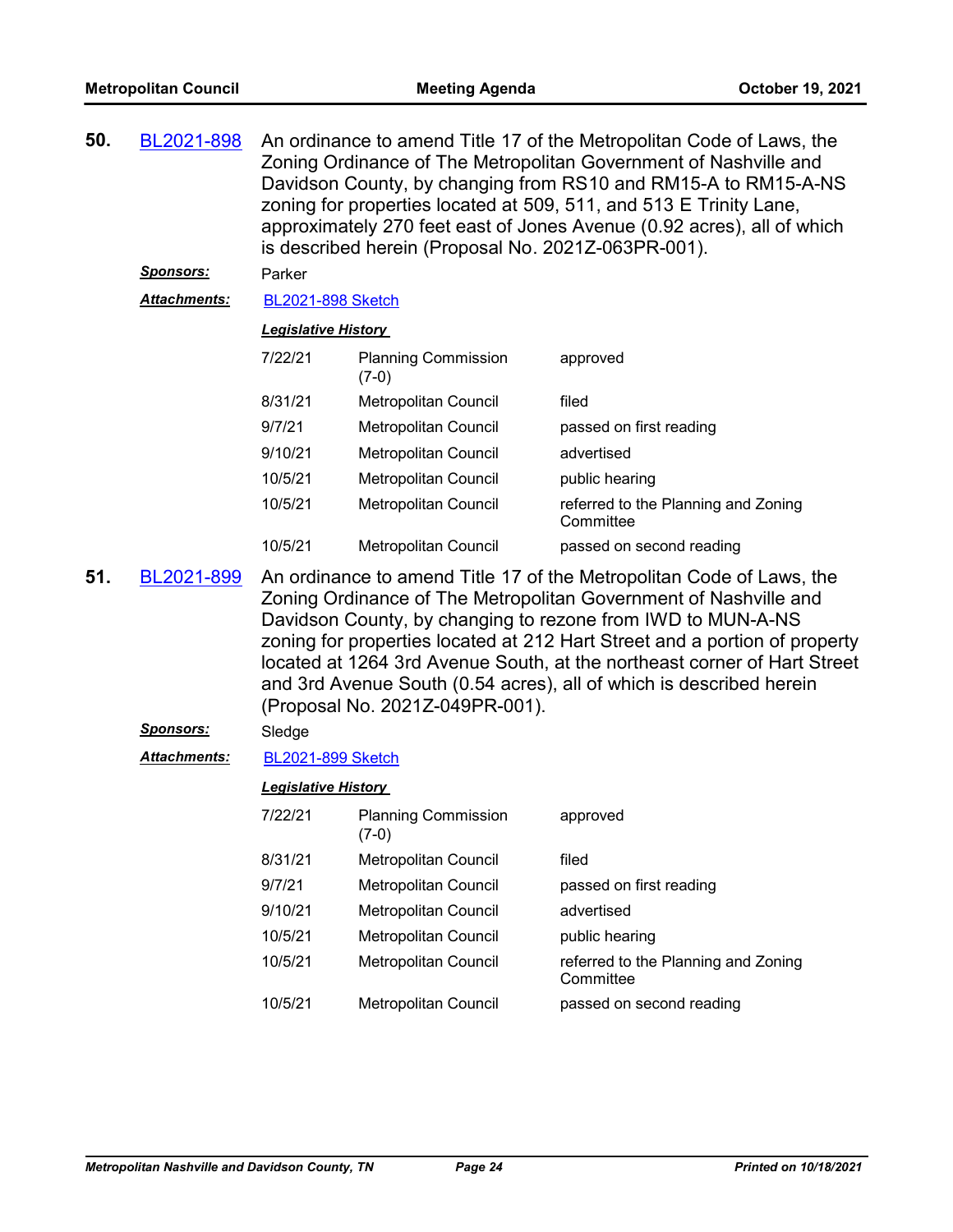**50.** BL2021-898 An ordinance to amend Title 17 of the Metropolitan Code of Laws, the Zoning Ordinance of The Metropolitan Government of Nashville and Davidson County, by changing from RS10 and RM15-A to RM15-A-NS zoning for properties located at 509, 511, and 513 E Trinity Lane, approximately 270 feet east of Jones Avenue (0.92 acres), all of which is described herein (Proposal No. 2021Z-063PR-001).

***Sponsors:*** Parker

***Attachments:*** BL2021-898 Sketch

***Legislative History***

| | | |
|---|---|---|
| 7/22/21 | Planning Commission (7-0) | approved |
| 8/31/21 | Metropolitan Council | filed |
| 9/7/21 | Metropolitan Council | passed on first reading |
| 9/10/21 | Metropolitan Council | advertised |
| 10/5/21 | Metropolitan Council | public hearing |
| 10/5/21 | Metropolitan Council | referred to the Planning and Zoning Committee |
| 10/5/21 | Metropolitan Council | passed on second reading |

**51.** BL2021-899 An ordinance to amend Title 17 of the Metropolitan Code of Laws, the Zoning Ordinance of The Metropolitan Government of Nashville and Davidson County, by changing to rezone from IWD to MUN-A-NS zoning for properties located at 212 Hart Street and a portion of property located at 1264 3rd Avenue South, at the northeast corner of Hart Street and 3rd Avenue South (0.54 acres), all of which is described herein (Proposal No. 2021Z-049PR-001).

***Sponsors:*** Sledge

***Attachments:*** BL2021-899 Sketch

***Legislative History***

| | | |
|---|---|---|
| 7/22/21 | Planning Commission (7-0) | approved |
| 8/31/21 | Metropolitan Council | filed |
| 9/7/21 | Metropolitan Council | passed on first reading |
| 9/10/21 | Metropolitan Council | advertised |
| 10/5/21 | Metropolitan Council | public hearing |
| 10/5/21 | Metropolitan Council | referred to the Planning and Zoning Committee |
| 10/5/21 | Metropolitan Council | passed on second reading |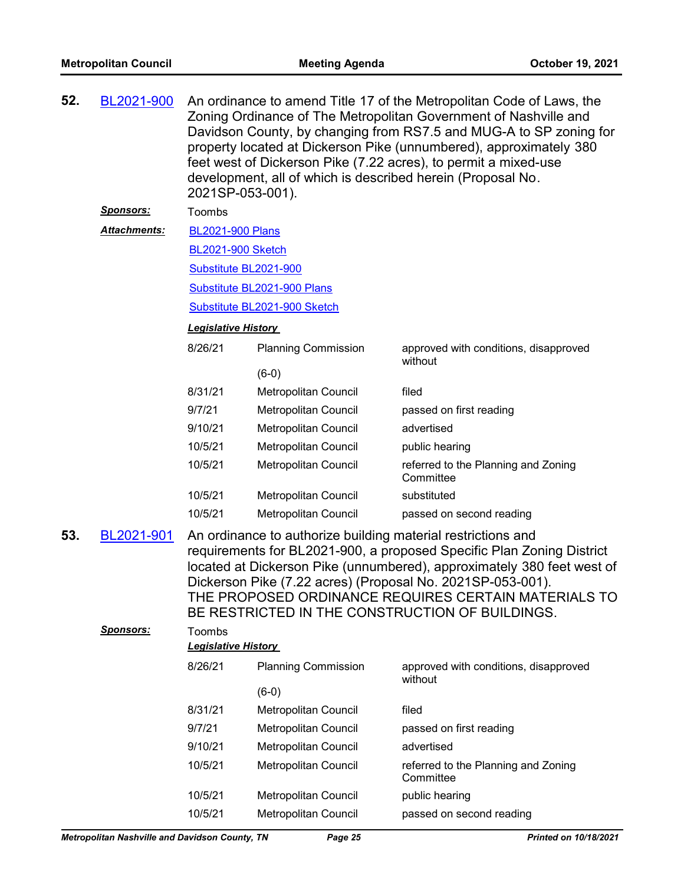**52.** BL2021-900 An ordinance to amend Title 17 of the Metropolitan Code of Laws, the Zoning Ordinance of The Metropolitan Government of Nashville and Davidson County, by changing from RS7.5 and MUG-A to SP zoning for property located at Dickerson Pike (unnumbered), approximately 380 feet west of Dickerson Pike (7.22 acres), to permit a mixed-use development, all of which is described herein (Proposal No. 2021SP-053-001).

***Sponsors:*** Toombs

***Attachments:*** BL2021-900 Plans
BL2021-900 Sketch
Substitute BL2021-900
Substitute BL2021-900 Plans
Substitute BL2021-900 Sketch

***Legislative History***

| | | |
|---|---|---|
| 8/26/21 | Planning Commission (6-0) | approved with conditions, disapproved without |
| 8/31/21 | Metropolitan Council | filed |
| 9/7/21 | Metropolitan Council | passed on first reading |
| 9/10/21 | Metropolitan Council | advertised |
| 10/5/21 | Metropolitan Council | public hearing |
| 10/5/21 | Metropolitan Council | referred to the Planning and Zoning Committee |
| 10/5/21 | Metropolitan Council | substituted |
| 10/5/21 | Metropolitan Council | passed on second reading |

**53.** BL2021-901 An ordinance to authorize building material restrictions and requirements for BL2021-900, a proposed Specific Plan Zoning District located at Dickerson Pike (unnumbered), approximately 380 feet west of Dickerson Pike (7.22 acres) (Proposal No. 2021SP-053-001).
THE PROPOSED ORDINANCE REQUIRES CERTAIN MATERIALS TO BE RESTRICTED IN THE CONSTRUCTION OF BUILDINGS.

***Sponsors:*** Toombs

***Legislative History***

| | | |
|---|---|---|
| 8/26/21 | Planning Commission (6-0) | approved with conditions, disapproved without |
| 8/31/21 | Metropolitan Council | filed |
| 9/7/21 | Metropolitan Council | passed on first reading |
| 9/10/21 | Metropolitan Council | advertised |
| 10/5/21 | Metropolitan Council | referred to the Planning and Zoning Committee |
| 10/5/21 | Metropolitan Council | public hearing |
| 10/5/21 | Metropolitan Council | passed on second reading |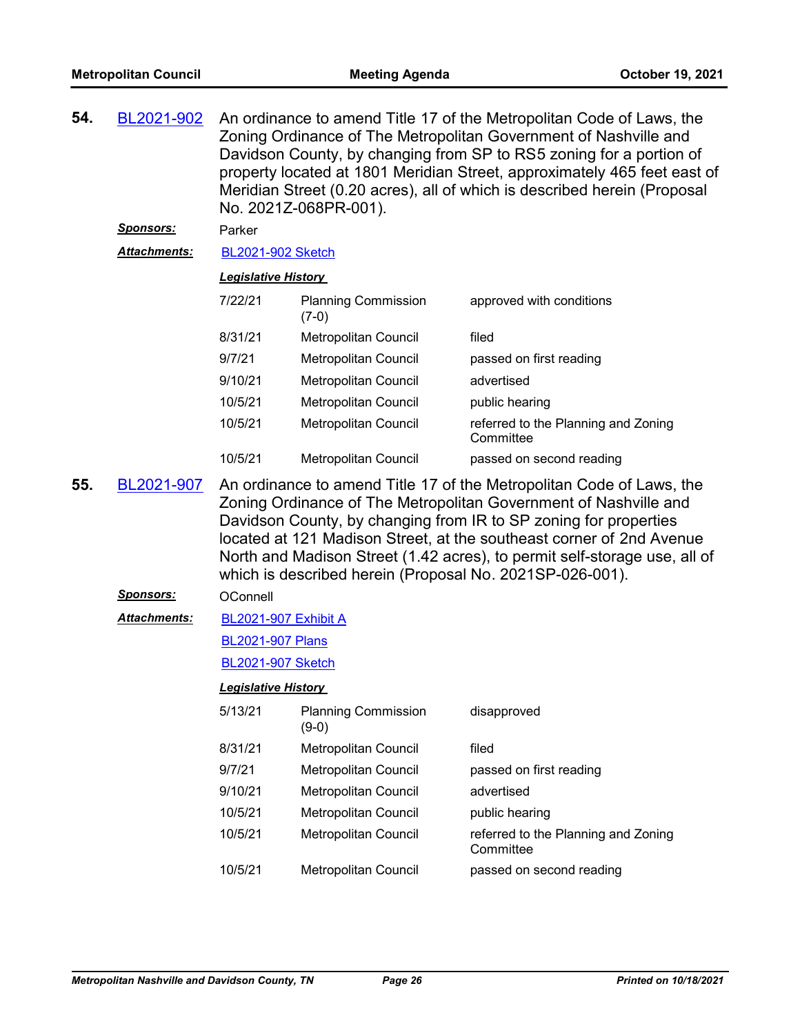**54.** BL2021-902 An ordinance to amend Title 17 of the Metropolitan Code of Laws, the Zoning Ordinance of The Metropolitan Government of Nashville and Davidson County, by changing from SP to RS5 zoning for a portion of property located at 1801 Meridian Street, approximately 465 feet east of Meridian Street (0.20 acres), all of which is described herein (Proposal No. 2021Z-068PR-001).

***Sponsors:*** Parker

***Attachments:*** BL2021-902 Sketch

***Legislative History***

| | | |
|---|---|---|
| 7/22/21 | Planning Commission (7-0) | approved with conditions |
| 8/31/21 | Metropolitan Council | filed |
| 9/7/21 | Metropolitan Council | passed on first reading |
| 9/10/21 | Metropolitan Council | advertised |
| 10/5/21 | Metropolitan Council | public hearing |
| 10/5/21 | Metropolitan Council | referred to the Planning and Zoning Committee |
| 10/5/21 | Metropolitan Council | passed on second reading |

**55.** BL2021-907 An ordinance to amend Title 17 of the Metropolitan Code of Laws, the Zoning Ordinance of The Metropolitan Government of Nashville and Davidson County, by changing from IR to SP zoning for properties located at 121 Madison Street, at the southeast corner of 2nd Avenue North and Madison Street (1.42 acres), to permit self-storage use, all of which is described herein (Proposal No. 2021SP-026-001).

***Sponsors:*** OConnell

***Attachments:*** BL2021-907 Exhibit A

BL2021-907 Plans

BL2021-907 Sketch

***Legislative History***

| | | |
|---|---|---|
| 5/13/21 | Planning Commission (9-0) | disapproved |
| 8/31/21 | Metropolitan Council | filed |
| 9/7/21 | Metropolitan Council | passed on first reading |
| 9/10/21 | Metropolitan Council | advertised |
| 10/5/21 | Metropolitan Council | public hearing |
| 10/5/21 | Metropolitan Council | referred to the Planning and Zoning Committee |
| 10/5/21 | Metropolitan Council | passed on second reading |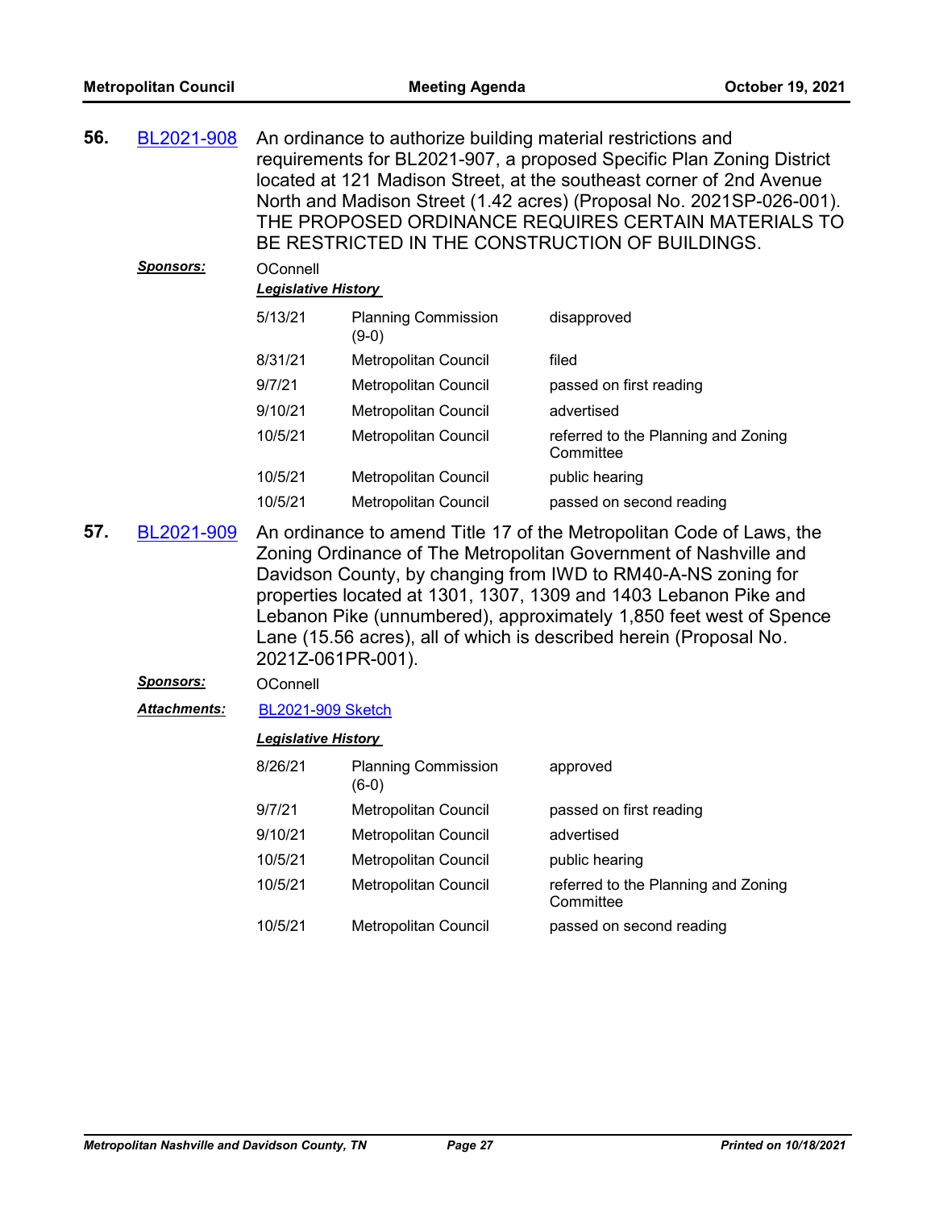**56.** BL2021-908 An ordinance to authorize building material restrictions and requirements for BL2021-907, a proposed Specific Plan Zoning District located at 121 Madison Street, at the southeast corner of 2nd Avenue North and Madison Street (1.42 acres) (Proposal No. 2021SP-026-001). THE PROPOSED ORDINANCE REQUIRES CERTAIN MATERIALS TO BE RESTRICTED IN THE CONSTRUCTION OF BUILDINGS.

***Sponsors:*** OConnell

***Legislative History***

| | | |
|---|---|---|
| 5/13/21 | Planning Commission (9-0) | disapproved |
| 8/31/21 | Metropolitan Council | filed |
| 9/7/21 | Metropolitan Council | passed on first reading |
| 9/10/21 | Metropolitan Council | advertised |
| 10/5/21 | Metropolitan Council | referred to the Planning and Zoning Committee |
| 10/5/21 | Metropolitan Council | public hearing |
| 10/5/21 | Metropolitan Council | passed on second reading |

**57.** BL2021-909 An ordinance to amend Title 17 of the Metropolitan Code of Laws, the Zoning Ordinance of The Metropolitan Government of Nashville and Davidson County, by changing from IWD to RM40-A-NS zoning for properties located at 1301, 1307, 1309 and 1403 Lebanon Pike and Lebanon Pike (unnumbered), approximately 1,850 feet west of Spence Lane (15.56 acres), all of which is described herein (Proposal No. 2021Z-061PR-001).

***Sponsors:*** OConnell

***Attachments:*** BL2021-909 Sketch

***Legislative History***

| | | |
|---|---|---|
| 8/26/21 | Planning Commission (6-0) | approved |
| 9/7/21 | Metropolitan Council | passed on first reading |
| 9/10/21 | Metropolitan Council | advertised |
| 10/5/21 | Metropolitan Council | public hearing |
| 10/5/21 | Metropolitan Council | referred to the Planning and Zoning Committee |
| 10/5/21 | Metropolitan Council | passed on second reading |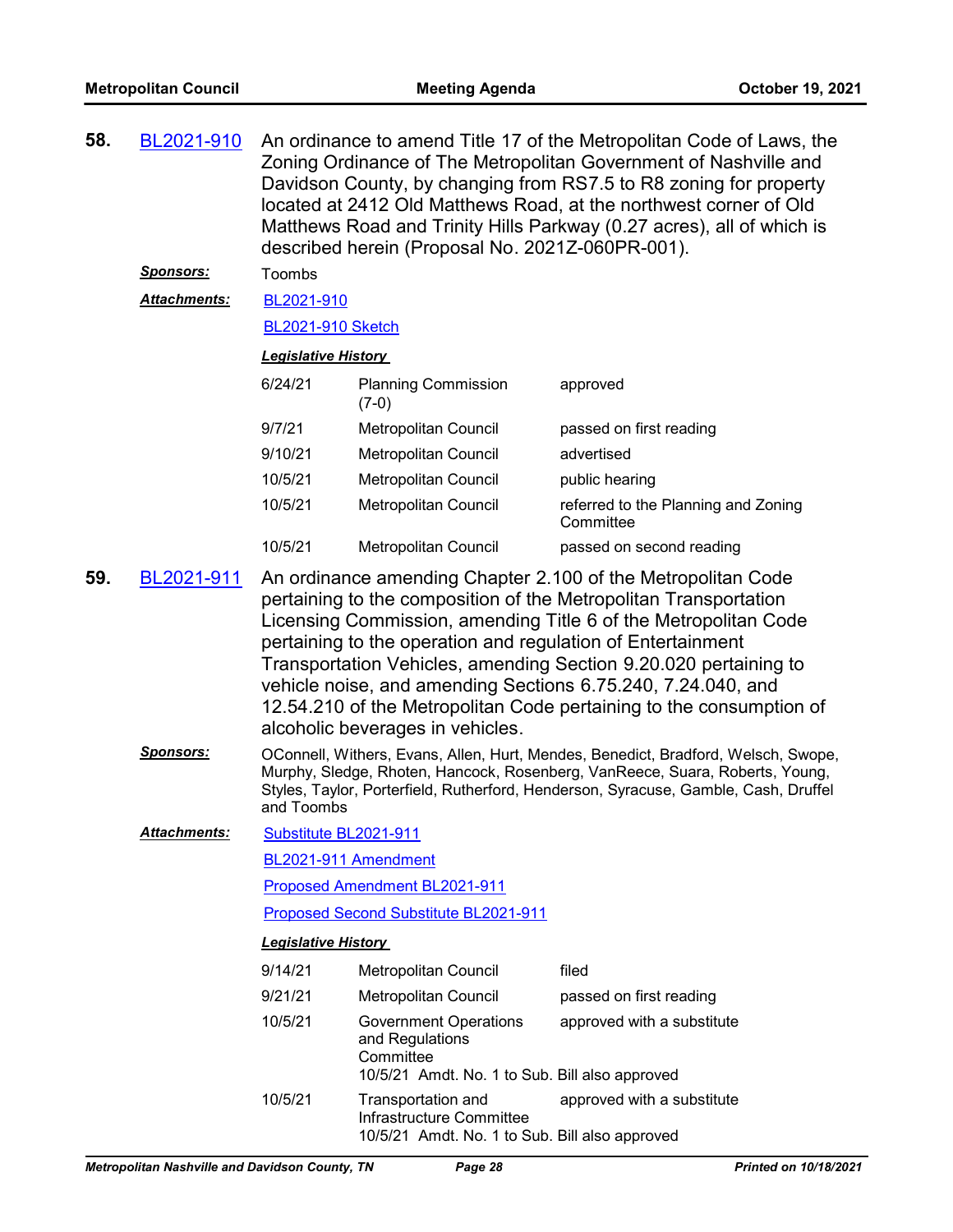**58. BL2021-910** An ordinance to amend Title 17 of the Metropolitan Code of Laws, the Zoning Ordinance of The Metropolitan Government of Nashville and Davidson County, by changing from RS7.5 to R8 zoning for property located at 2412 Old Matthews Road, at the northwest corner of Old Matthews Road and Trinity Hills Parkway (0.27 acres), all of which is described herein (Proposal No. 2021Z-060PR-001).

***Sponsors:*** Toombs

***Attachments:*** BL2021-910

BL2021-910 Sketch

***Legislative History***

| | | |
|---|---|---|
| 6/24/21 | Planning Commission (7-0) | approved |
| 9/7/21 | Metropolitan Council | passed on first reading |
| 9/10/21 | Metropolitan Council | advertised |
| 10/5/21 | Metropolitan Council | public hearing |
| 10/5/21 | Metropolitan Council | referred to the Planning and Zoning Committee |
| 10/5/21 | Metropolitan Council | passed on second reading |

**59. BL2021-911** An ordinance amending Chapter 2.100 of the Metropolitan Code pertaining to the composition of the Metropolitan Transportation Licensing Commission, amending Title 6 of the Metropolitan Code pertaining to the operation and regulation of Entertainment Transportation Vehicles, amending Section 9.20.020 pertaining to vehicle noise, and amending Sections 6.75.240, 7.24.040, and 12.54.210 of the Metropolitan Code pertaining to the consumption of alcoholic beverages in vehicles.

***Sponsors:*** OConnell, Withers, Evans, Allen, Hurt, Mendes, Benedict, Bradford, Welsch, Swope, Murphy, Sledge, Rhoten, Hancock, Rosenberg, VanReece, Suara, Roberts, Young, Styles, Taylor, Porterfield, Rutherford, Henderson, Syracuse, Gamble, Cash, Druffel and Toombs

***Attachments:*** Substitute BL2021-911

BL2021-911 Amendment

Proposed Amendment BL2021-911

Proposed Second Substitute BL2021-911

***Legislative History***

| | | |
|---|---|---|
| 9/14/21 | Metropolitan Council | filed |
| 9/21/21 | Metropolitan Council | passed on first reading |
| 10/5/21 | Government Operations and Regulations Committee<br>10/5/21 Amdt. No. 1 to Sub. Bill also approved | approved with a substitute |
| 10/5/21 | Transportation and Infrastructure Committee<br>10/5/21 Amdt. No. 1 to Sub. Bill also approved | approved with a substitute |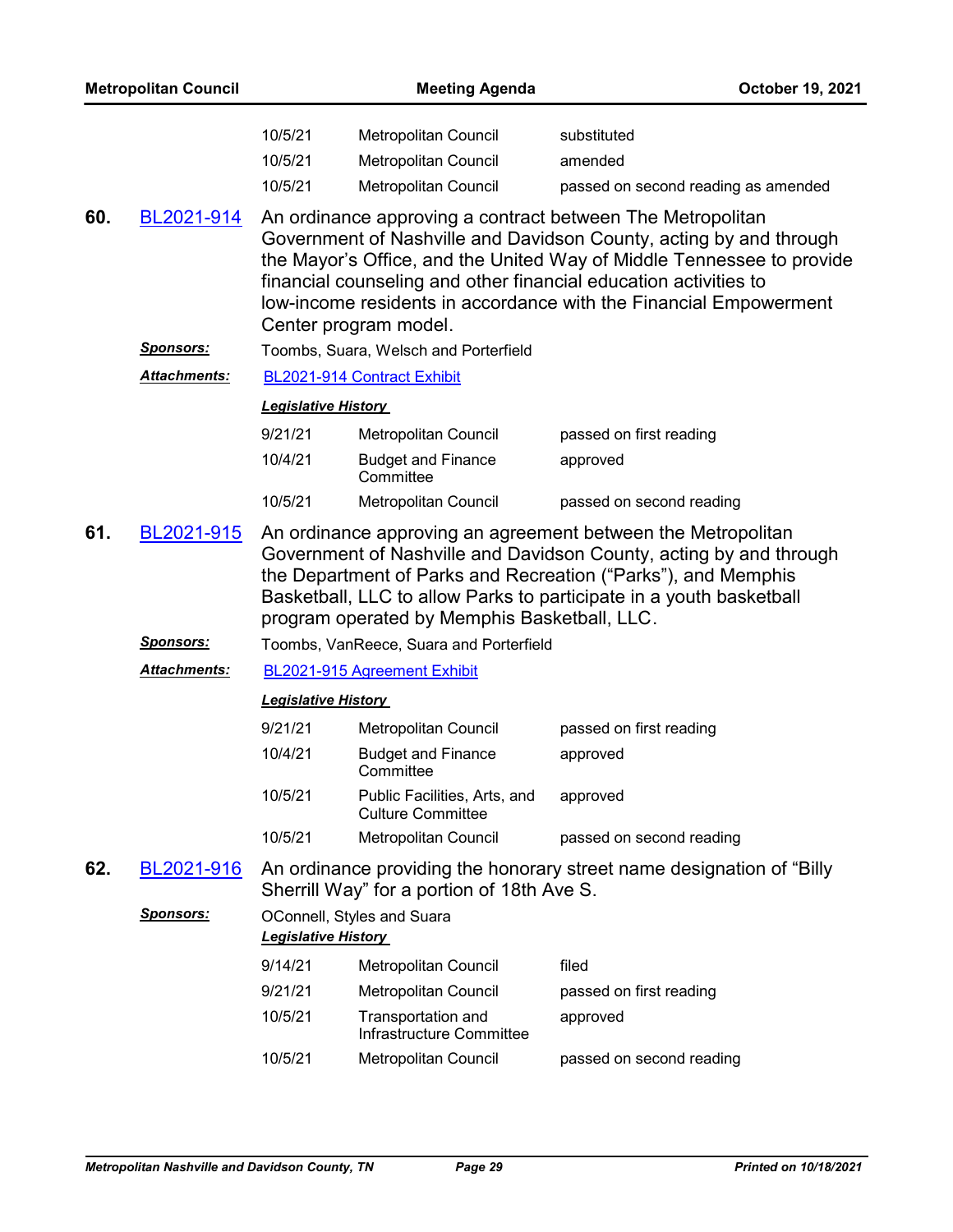| | | |
|---|---|---|
| 10/5/21 | Metropolitan Council | substituted |
| 10/5/21 | Metropolitan Council | amended |
| 10/5/21 | Metropolitan Council | passed on second reading as amended |

**60.** BL2021-914 An ordinance approving a contract between The Metropolitan Government of Nashville and Davidson County, acting by and through the Mayor's Office, and the United Way of Middle Tennessee to provide financial counseling and other financial education activities to low-income residents in accordance with the Financial Empowerment Center program model.

***Sponsors:*** Toombs, Suara, Welsch and Porterfield

***Attachments:*** BL2021-914 Contract Exhibit

***Legislative History***

| | | |
|---|---|---|
| 9/21/21 | Metropolitan Council | passed on first reading |
| 10/4/21 | Budget and Finance Committee | approved |
| 10/5/21 | Metropolitan Council | passed on second reading |

**61.** BL2021-915 An ordinance approving an agreement between the Metropolitan Government of Nashville and Davidson County, acting by and through the Department of Parks and Recreation ("Parks"), and Memphis Basketball, LLC to allow Parks to participate in a youth basketball program operated by Memphis Basketball, LLC.

***Sponsors:*** Toombs, VanReece, Suara and Porterfield

***Attachments:*** BL2021-915 Agreement Exhibit

***Legislative History***

| | | |
|---|---|---|
| 9/21/21 | Metropolitan Council | passed on first reading |
| 10/4/21 | Budget and Finance Committee | approved |
| 10/5/21 | Public Facilities, Arts, and Culture Committee | approved |
| 10/5/21 | Metropolitan Council | passed on second reading |

**62.** BL2021-916 An ordinance providing the honorary street name designation of "Billy Sherrill Way" for a portion of 18th Ave S.

***Sponsors:*** OConnell, Styles and Suara

***Legislative History***

| | | |
|---|---|---|
| 9/14/21 | Metropolitan Council | filed |
| 9/21/21 | Metropolitan Council | passed on first reading |
| 10/5/21 | Transportation and Infrastructure Committee | approved |
| 10/5/21 | Metropolitan Council | passed on second reading |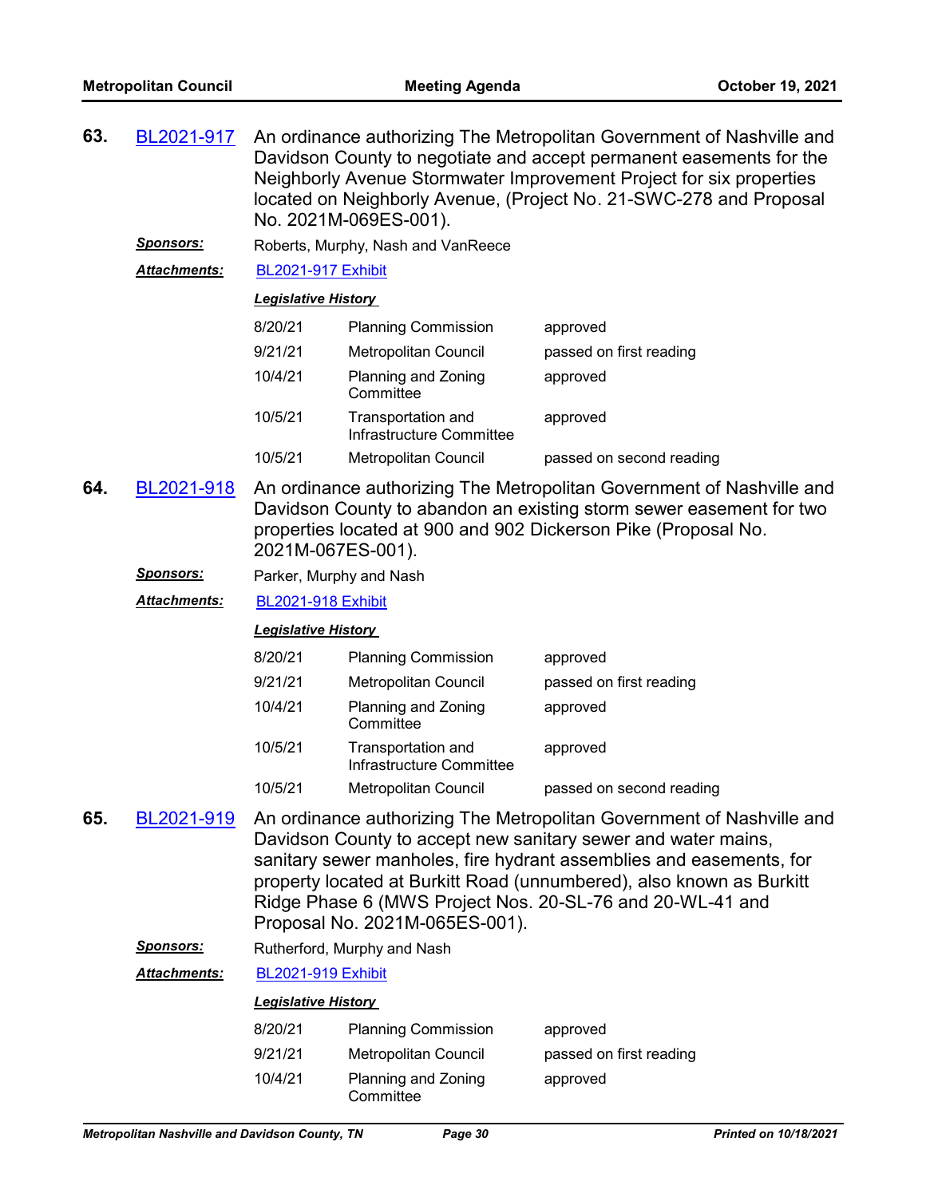**63.** BL2021-917 An ordinance authorizing The Metropolitan Government of Nashville and Davidson County to negotiate and accept permanent easements for the Neighborly Avenue Stormwater Improvement Project for six properties located on Neighborly Avenue, (Project No. 21-SWC-278 and Proposal No. 2021M-069ES-001).

***Sponsors:*** Roberts, Murphy, Nash and VanReece

***Attachments:*** BL2021-917 Exhibit

***Legislative History***

| | | |
|---|---|---|
| 8/20/21 | Planning Commission | approved |
| 9/21/21 | Metropolitan Council | passed on first reading |
| 10/4/21 | Planning and Zoning Committee | approved |
| 10/5/21 | Transportation and Infrastructure Committee | approved |
| 10/5/21 | Metropolitan Council | passed on second reading |

**64.** BL2021-918 An ordinance authorizing The Metropolitan Government of Nashville and Davidson County to abandon an existing storm sewer easement for two properties located at 900 and 902 Dickerson Pike (Proposal No. 2021M-067ES-001).

***Sponsors:*** Parker, Murphy and Nash

***Attachments:*** BL2021-918 Exhibit

***Legislative History***

| | | |
|---|---|---|
| 8/20/21 | Planning Commission | approved |
| 9/21/21 | Metropolitan Council | passed on first reading |
| 10/4/21 | Planning and Zoning Committee | approved |
| 10/5/21 | Transportation and Infrastructure Committee | approved |
| 10/5/21 | Metropolitan Council | passed on second reading |

**65.** BL2021-919 An ordinance authorizing The Metropolitan Government of Nashville and Davidson County to accept new sanitary sewer and water mains, sanitary sewer manholes, fire hydrant assemblies and easements, for property located at Burkitt Road (unnumbered), also known as Burkitt Ridge Phase 6 (MWS Project Nos. 20-SL-76 and 20-WL-41 and Proposal No. 2021M-065ES-001).

***Sponsors:*** Rutherford, Murphy and Nash

***Attachments:*** BL2021-919 Exhibit

***Legislative History***

| | | |
|---|---|---|
| 8/20/21 | Planning Commission | approved |
| 9/21/21 | Metropolitan Council | passed on first reading |
| 10/4/21 | Planning and Zoning Committee | approved |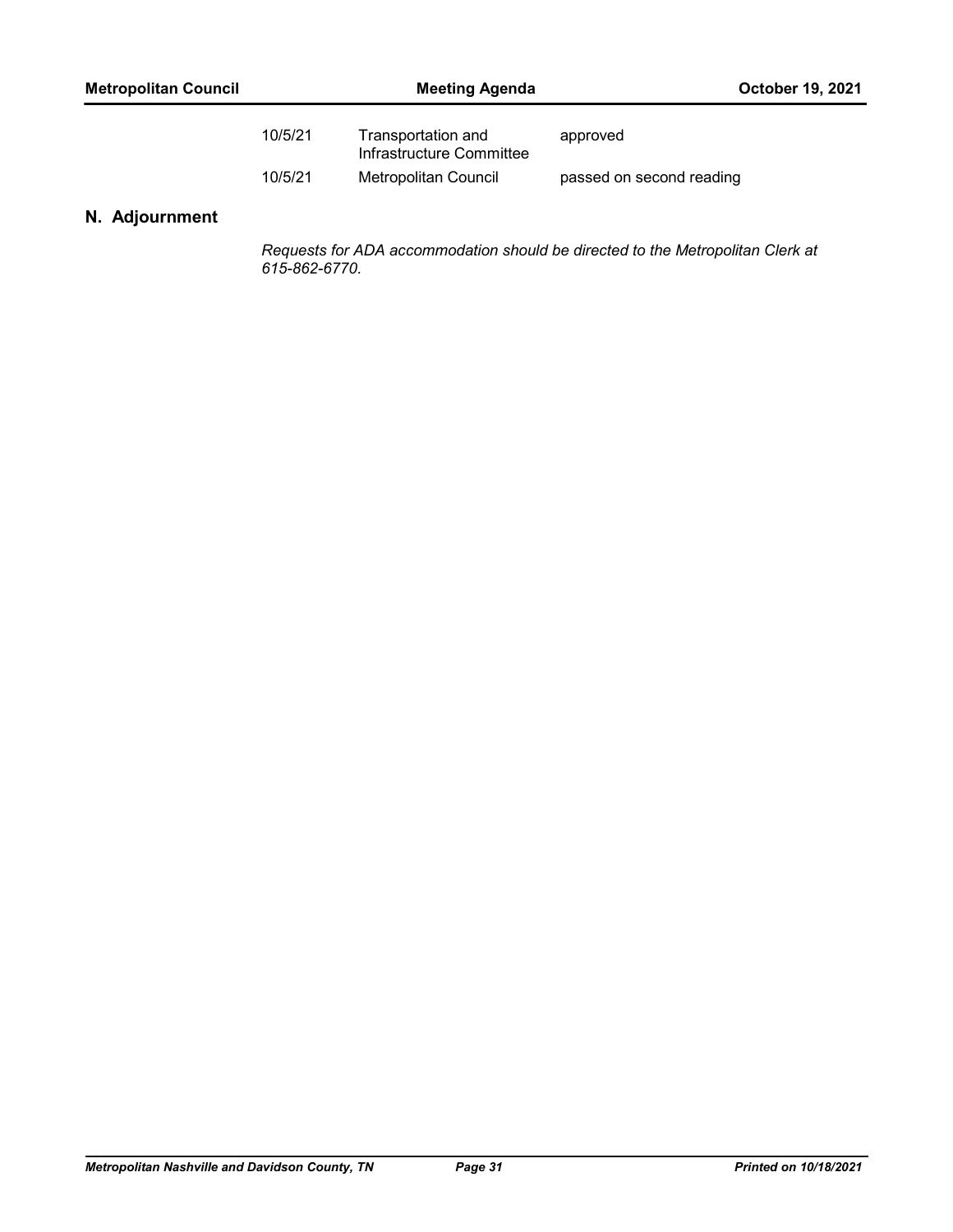| | | |
|---|---|---|
| 10/5/21 | Transportation and Infrastructure Committee | approved |
| 10/5/21 | Metropolitan Council | passed on second reading |

## N. Adjournment

*Requests for ADA accommodation should be directed to the Metropolitan Clerk at 615-862-6770.*